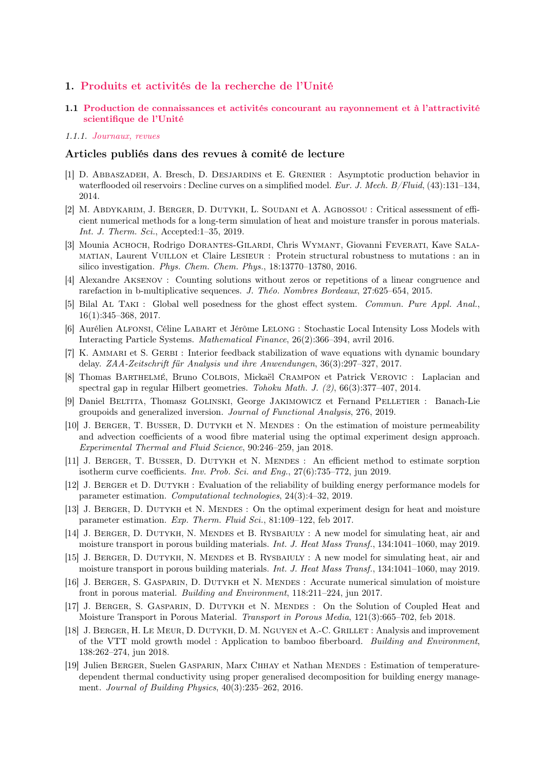# 1. Produits et activités de la recherche de l'Unité

## 1.1 Production de connaissances et activités concourant au rayonnement et à l'attractivité scientifique de l'Unité

### *1.1.1. Journaux, revues*

### Articles publiés dans des revues à comité de lecture

[1] D. Abbaszadeh, A. Bresch, D. Desjardins et E. Grenier : Asymptotic production behavior in waterflooded oil reservoirs : Decline curves on a simplified model. *Eur. J. Mech. B/Fluid*, (43):131–134, 2014.

[2] M. Abdykarim, J. Berger, D. Dutykh, L. Soudani et A. Agbossou : Critical assessment of efficient numerical methods for a long-term simulation of heat and moisture transfer in porous materials. *Int. J. Therm. Sci.*, Accepted:1–35, 2019.

[3] Mounia Achoch, Rodrigo Dorantes-Gilardi, Chris Wymant, Giovanni Feverati, Kave Salamatian, Laurent Vuillon et Claire Lesieur : Protein structural robustness to mutations : an in silico investigation. *Phys. Chem. Chem. Phys.*, 18:13770–13780, 2016.

[4] Alexandre Aksenov : Counting solutions without zeros or repetitions of a linear congruence and rarefaction in b-multiplicative sequences. *J. Théo. Nombres Bordeaux*, 27:625–654, 2015.

[5] Bilal Al Taki : Global well posedness for the ghost effect system. *Commun. Pure Appl. Anal.*, 16(1):345–368, 2017.

[6] Aurélien Alfonsi, Céline Labart et Jérôme Lelong : Stochastic Local Intensity Loss Models with Interacting Particle Systems. *Mathematical Finance*, 26(2):366–394, avril 2016.

[7] K. Ammari et S. Gerbi : Interior feedback stabilization of wave equations with dynamic boundary delay. *ZAA-Zeitschrift für Analysis und ihre Anwendungen*, 36(3):297–327, 2017.

[8] Thomas Barthelmé, Bruno Colbois, Mickaël Crampon et Patrick Verovic : Laplacian and spectral gap in regular Hilbert geometries. *Tohoku Math. J. (2)*, 66(3):377–407, 2014.

[9] Daniel Beltita, Thomasz Golinski, George Jakimowicz et Fernand Pelletier : Banach-Lie groupoids and generalized inversion. *Journal of Functional Analysis*, 276, 2019.

[10] J. Berger, T. Busser, D. Dutykh et N. Mendes : On the estimation of moisture permeability and advection coefficients of a wood fibre material using the optimal experiment design approach. *Experimental Thermal and Fluid Science*, 90:246–259, jan 2018.

[11] J. Berger, T. Busser, D. Dutykh et N. Mendes : An efficient method to estimate sorption isotherm curve coefficients. *Inv. Prob. Sci. and Eng.*, 27(6):735–772, jun 2019.

[12] J. Berger et D. Dutykh : Evaluation of the reliability of building energy performance models for parameter estimation. *Computational technologies*, 24(3):4–32, 2019.

[13] J. Berger, D. Dutykh et N. Mendes : On the optimal experiment design for heat and moisture parameter estimation. *Exp. Therm. Fluid Sci.*, 81:109–122, feb 2017.

[14] J. Berger, D. Dutykh, N. Mendes et B. Rysbaiuly : A new model for simulating heat, air and moisture transport in porous building materials. *Int. J. Heat Mass Transf.*, 134:1041–1060, may 2019.

[15] J. Berger, D. Dutykh, N. Mendes et B. Rysbaiuly : A new model for simulating heat, air and moisture transport in porous building materials. *Int. J. Heat Mass Transf.*, 134:1041–1060, may 2019.

[16] J. Berger, S. Gasparin, D. Dutykh et N. Mendes : Accurate numerical simulation of moisture front in porous material. *Building and Environment*, 118:211–224, jun 2017.

[17] J. Berger, S. Gasparin, D. Dutykh et N. Mendes : On the Solution of Coupled Heat and Moisture Transport in Porous Material. *Transport in Porous Media*, 121(3):665–702, feb 2018.

[18] J. Berger, H. Le Meur, D. Dutykh, D. M. Nguyen et A.-C. Grillet : Analysis and improvement of the VTT mold growth model : Application to bamboo fiberboard. *Building and Environment*, 138:262–274, jun 2018.

[19] Julien Berger, Suelen Gasparin, Marx Chhay et Nathan Mendes : Estimation of temperature-dependent thermal conductivity using proper generalised decomposition for building energy management. *Journal of Building Physics*, 40(3):235–262, 2016.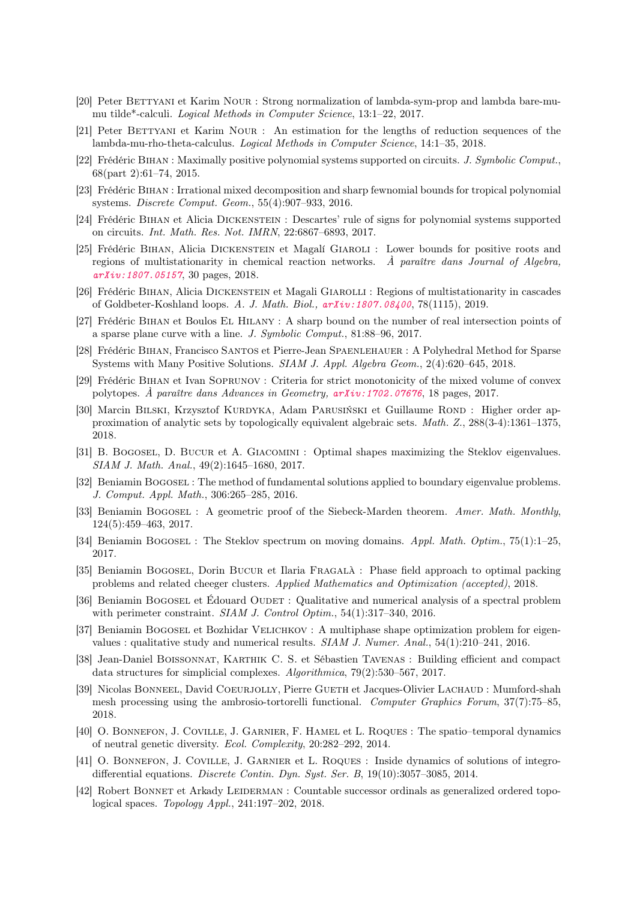[20] Peter Bettyani et Karim Nour : Strong normalization of lambda-sym-prop and lambda bare-mu-mu tilde*-calculi. *Logical Methods in Computer Science*, 13:1–22, 2017.

[21] Peter Bettyani et Karim Nour : An estimation for the lengths of reduction sequences of the lambda-mu-rho-theta-calculus. *Logical Methods in Computer Science*, 14:1–35, 2018.

[22] Frédéric Bihan : Maximally positive polynomial systems supported on circuits. *J. Symbolic Comput.*, 68(part 2):61–74, 2015.

[23] Frédéric Bihan : Irrational mixed decomposition and sharp fewnomial bounds for tropical polynomial systems. *Discrete Comput. Geom.*, 55(4):907–933, 2016.

[24] Frédéric Bihan et Alicia Dickenstein : Descartes' rule of signs for polynomial systems supported on circuits. *Int. Math. Res. Not. IMRN*, 22:6867–6893, 2017.

[25] Frédéric Bihan, Alicia Dickenstein et Magalí Giaroli : Lower bounds for positive roots and regions of multistationarity in chemical reaction networks. *À paraître dans Journal of Algebra, arXiv:1807.05157*, 30 pages, 2018.

[26] Frédéric Bihan, Alicia Dickenstein et Magali Giarolli : Regions of multistationarity in cascades of Goldbeter-Koshland loops. *A. J. Math. Biol., arXiv:1807.08400*, 78(1115), 2019.

[27] Frédéric Bihan et Boulos El Hilany : A sharp bound on the number of real intersection points of a sparse plane curve with a line. *J. Symbolic Comput.*, 81:88–96, 2017.

[28] Frédéric Bihan, Francisco Santos et Pierre-Jean Spaenlehauer : A Polyhedral Method for Sparse Systems with Many Positive Solutions. *SIAM J. Appl. Algebra Geom.*, 2(4):620–645, 2018.

[29] Frédéric Bihan et Ivan Soprunov : Criteria for strict monotonicity of the mixed volume of convex polytopes. *À paraître dans Advances in Geometry, arXiv:1702.07676*, 18 pages, 2017.

[30] Marcin Bilski, Krzysztof Kurdyka, Adam Parusiński et Guillaume Rond : Higher order approximation of analytic sets by topologically equivalent algebraic sets. *Math. Z.*, 288(3-4):1361–1375, 2018.

[31] B. Bogosel, D. Bucur et A. Giacomini : Optimal shapes maximizing the Steklov eigenvalues. *SIAM J. Math. Anal.*, 49(2):1645–1680, 2017.

[32] Beniamin Bogosel : The method of fundamental solutions applied to boundary eigenvalue problems. *J. Comput. Appl. Math.*, 306:265–285, 2016.

[33] Beniamin Bogosel : A geometric proof of the Siebeck-Marden theorem. *Amer. Math. Monthly*, 124(5):459–463, 2017.

[34] Beniamin Bogosel : The Steklov spectrum on moving domains. *Appl. Math. Optim.*, 75(1):1–25, 2017.

[35] Beniamin Bogosel, Dorin Bucur et Ilaria Fragalà : Phase field approach to optimal packing problems and related cheeger clusters. *Applied Mathematics and Optimization (accepted)*, 2018.

[36] Beniamin Bogosel et Édouard Oudet : Qualitative and numerical analysis of a spectral problem with perimeter constraint. *SIAM J. Control Optim.*, 54(1):317–340, 2016.

[37] Beniamin Bogosel et Bozhidar Velichkov : A multiphase shape optimization problem for eigenvalues : qualitative study and numerical results. *SIAM J. Numer. Anal.*, 54(1):210–241, 2016.

[38] Jean-Daniel Boissonnat, Karthik C. S. et Sébastien Tavenas : Building efficient and compact data structures for simplicial complexes. *Algorithmica*, 79(2):530–567, 2017.

[39] Nicolas Bonneel, David Coeurjolly, Pierre Gueth et Jacques-Olivier Lachaud : Mumford-shah mesh processing using the ambrosio-tortorelli functional. *Computer Graphics Forum*, 37(7):75–85, 2018.

[40] O. Bonnefon, J. Coville, J. Garnier, F. Hamel et L. Roques : The spatio–temporal dynamics of neutral genetic diversity. *Ecol. Complexity*, 20:282–292, 2014.

[41] O. Bonnefon, J. Coville, J. Garnier et L. Roques : Inside dynamics of solutions of integro-differential equations. *Discrete Contin. Dyn. Syst. Ser. B*, 19(10):3057–3085, 2014.

[42] Robert Bonnet et Arkady Leiderman : Countable successor ordinals as generalized ordered topological spaces. *Topology Appl.*, 241:197–202, 2018.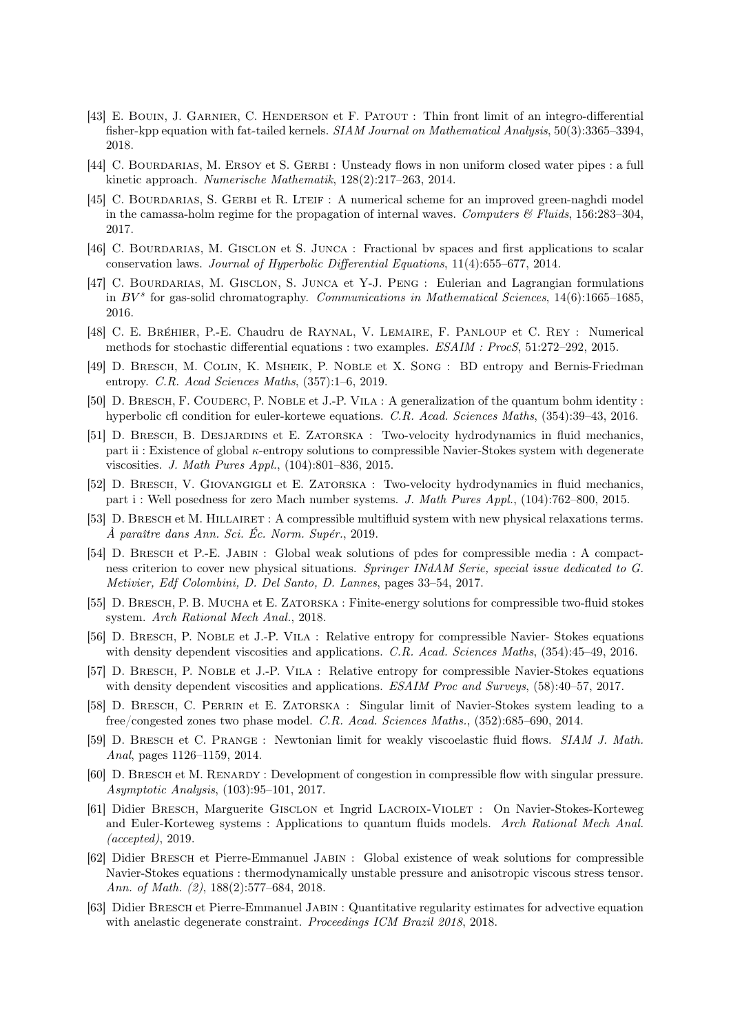[43] E. Bouin, J. Garnier, C. Henderson et F. Patout : Thin front limit of an integro-differential fisher-kpp equation with fat-tailed kernels. *SIAM Journal on Mathematical Analysis*, 50(3):3365–3394, 2018.

[44] C. Bourdarias, M. Ersoy et S. Gerbi : Unsteady flows in non uniform closed water pipes : a full kinetic approach. *Numerische Mathematik*, 128(2):217–263, 2014.

[45] C. Bourdarias, S. Gerbi et R. Lteif : A numerical scheme for an improved green-naghdi model in the camassa-holm regime for the propagation of internal waves. *Computers & Fluids*, 156:283–304, 2017.

[46] C. Bourdarias, M. Gisclon et S. Junca : Fractional bv spaces and first applications to scalar conservation laws. *Journal of Hyperbolic Differential Equations*, 11(4):655–677, 2014.

[47] C. Bourdarias, M. Gisclon, S. Junca et Y-J. Peng : Eulerian and Lagrangian formulations in $BV^s$ for gas-solid chromatography. *Communications in Mathematical Sciences*, 14(6):1665–1685, 2016.

[48] C. E. Bréhier, P.-E. Chaudru de Raynal, V. Lemaire, F. Panloup et C. Rey : Numerical methods for stochastic differential equations : two examples. *ESAIM : ProcS*, 51:272–292, 2015.

[49] D. Bresch, M. Colin, K. Msheik, P. Noble et X. Song : BD entropy and Bernis-Friedman entropy. *C.R. Acad Sciences Maths*, (357):1–6, 2019.

[50] D. Bresch, F. Couderc, P. Noble et J.-P. Vila : A generalization of the quantum bohm identity : hyperbolic cfl condition for euler-kortewe equations. *C.R. Acad. Sciences Maths*, (354):39–43, 2016.

[51] D. Bresch, B. Desjardins et E. Zatorska : Two-velocity hydrodynamics in fluid mechanics, part ii : Existence of global $\kappa$-entropy solutions to compressible Navier-Stokes system with degenerate viscosities. *J. Math Pures Appl.*, (104):801–836, 2015.

[52] D. Bresch, V. Giovangigli et E. Zatorska : Two-velocity hydrodynamics in fluid mechanics, part i : Well posedness for zero Mach number systems. *J. Math Pures Appl.*, (104):762–800, 2015.

[53] D. Bresch et M. Hillairet : A compressible multifluid system with new physical relaxations terms. *À paraître dans Ann. Sci. Éc. Norm. Supér.*, 2019.

[54] D. Bresch et P.-E. Jabin : Global weak solutions of pdes for compressible media : A compactness criterion to cover new physical situations. *Springer INdAM Serie, special issue dedicated to G. Metivier, Edf Colombini, D. Del Santo, D. Lannes*, pages 33–54, 2017.

[55] D. Bresch, P. B. Mucha et E. Zatorska : Finite-energy solutions for compressible two-fluid stokes system. *Arch Rational Mech Anal.*, 2018.

[56] D. Bresch, P. Noble et J.-P. Vila : Relative entropy for compressible Navier- Stokes equations with density dependent viscosities and applications. *C.R. Acad. Sciences Maths*, (354):45–49, 2016.

[57] D. Bresch, P. Noble et J.-P. Vila : Relative entropy for compressible Navier-Stokes equations with density dependent viscosities and applications. *ESAIM Proc and Surveys*, (58):40–57, 2017.

[58] D. Bresch, C. Perrin et E. Zatorska : Singular limit of Navier-Stokes system leading to a free/congested zones two phase model. *C.R. Acad. Sciences Maths.*, (352):685–690, 2014.

[59] D. Bresch et C. Prange : Newtonian limit for weakly viscoelastic fluid flows. *SIAM J. Math. Anal*, pages 1126–1159, 2014.

[60] D. Bresch et M. Renardy : Development of congestion in compressible flow with singular pressure. *Asymptotic Analysis*, (103):95–101, 2017.

[61] Didier Bresch, Marguerite Gisclon et Ingrid Lacroix-Violet : On Navier-Stokes-Korteweg and Euler-Korteweg systems : Applications to quantum fluids models. *Arch Rational Mech Anal. (accepted)*, 2019.

[62] Didier Bresch et Pierre-Emmanuel Jabin : Global existence of weak solutions for compressible Navier-Stokes equations : thermodynamically unstable pressure and anisotropic viscous stress tensor. *Ann. of Math. (2)*, 188(2):577–684, 2018.

[63] Didier Bresch et Pierre-Emmanuel Jabin : Quantitative regularity estimates for advective equation with anelastic degenerate constraint. *Proceedings ICM Brazil 2018*, 2018.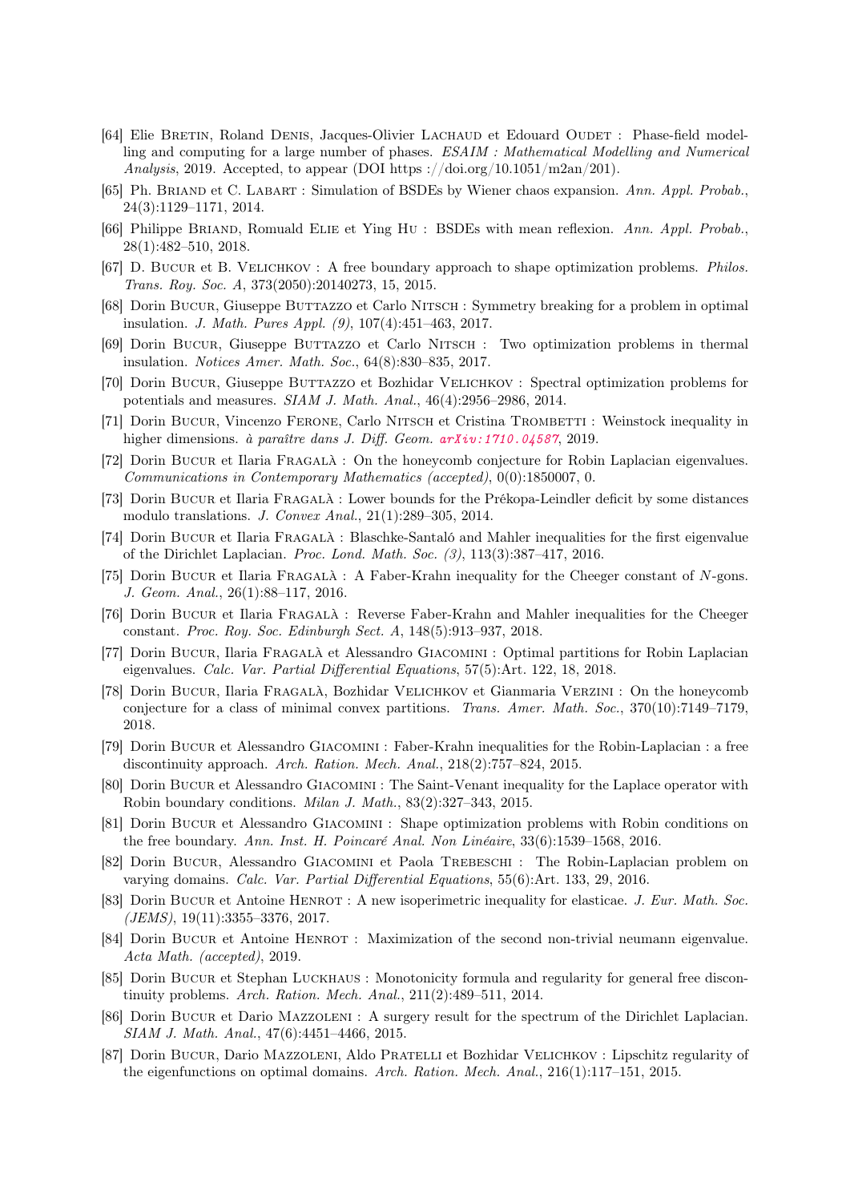[64] Elie Bretin, Roland Denis, Jacques-Olivier Lachaud et Edouard Oudet : Phase-field modelling and computing for a large number of phases. *ESAIM : Mathematical Modelling and Numerical Analysis*, 2019. Accepted, to appear (DOI https ://doi.org/10.1051/m2an/201).

[65] Ph. Briand et C. Labart : Simulation of BSDEs by Wiener chaos expansion. *Ann. Appl. Probab.*, 24(3):1129–1171, 2014.

[66] Philippe Briand, Romuald Elie et Ying Hu : BSDEs with mean reflexion. *Ann. Appl. Probab.*, 28(1):482–510, 2018.

[67] D. Bucur et B. Velichkov : A free boundary approach to shape optimization problems. *Philos. Trans. Roy. Soc. A*, 373(2050):20140273, 15, 2015.

[68] Dorin Bucur, Giuseppe Buttazzo et Carlo Nitsch : Symmetry breaking for a problem in optimal insulation. *J. Math. Pures Appl. (9)*, 107(4):451–463, 2017.

[69] Dorin Bucur, Giuseppe Buttazzo et Carlo Nitsch : Two optimization problems in thermal insulation. *Notices Amer. Math. Soc.*, 64(8):830–835, 2017.

[70] Dorin Bucur, Giuseppe Buttazzo et Bozhidar Velichkov : Spectral optimization problems for potentials and measures. *SIAM J. Math. Anal.*, 46(4):2956–2986, 2014.

[71] Dorin Bucur, Vincenzo Ferone, Carlo Nitsch et Cristina Trombetti : Weinstock inequality in higher dimensions. *à paraître dans J. Diff. Geom.* *arXiv:1710.04587*, 2019.

[72] Dorin Bucur et Ilaria Fragalà : On the honeycomb conjecture for Robin Laplacian eigenvalues. *Communications in Contemporary Mathematics (accepted)*, 0(0):1850007, 0.

[73] Dorin Bucur et Ilaria Fragalà : Lower bounds for the Prékopa-Leindler deficit by some distances modulo translations. *J. Convex Anal.*, 21(1):289–305, 2014.

[74] Dorin Bucur et Ilaria Fragalà : Blaschke-Santaló and Mahler inequalities for the first eigenvalue of the Dirichlet Laplacian. *Proc. Lond. Math. Soc. (3)*, 113(3):387–417, 2016.

[75] Dorin Bucur et Ilaria Fragalà : A Faber-Krahn inequality for the Cheeger constant of $N$-gons. *J. Geom. Anal.*, 26(1):88–117, 2016.

[76] Dorin Bucur et Ilaria Fragalà : Reverse Faber-Krahn and Mahler inequalities for the Cheeger constant. *Proc. Roy. Soc. Edinburgh Sect. A*, 148(5):913–937, 2018.

[77] Dorin Bucur, Ilaria Fragalà et Alessandro Giacomini : Optimal partitions for Robin Laplacian eigenvalues. *Calc. Var. Partial Differential Equations*, 57(5):Art. 122, 18, 2018.

[78] Dorin Bucur, Ilaria Fragalà, Bozhidar Velichkov et Gianmaria Verzini : On the honeycomb conjecture for a class of minimal convex partitions. *Trans. Amer. Math. Soc.*, 370(10):7149–7179, 2018.

[79] Dorin Bucur et Alessandro Giacomini : Faber-Krahn inequalities for the Robin-Laplacian : a free discontinuity approach. *Arch. Ration. Mech. Anal.*, 218(2):757–824, 2015.

[80] Dorin Bucur et Alessandro Giacomini : The Saint-Venant inequality for the Laplace operator with Robin boundary conditions. *Milan J. Math.*, 83(2):327–343, 2015.

[81] Dorin Bucur et Alessandro Giacomini : Shape optimization problems with Robin conditions on the free boundary. *Ann. Inst. H. Poincaré Anal. Non Linéaire*, 33(6):1539–1568, 2016.

[82] Dorin Bucur, Alessandro Giacomini et Paola Trebeschi : The Robin-Laplacian problem on varying domains. *Calc. Var. Partial Differential Equations*, 55(6):Art. 133, 29, 2016.

[83] Dorin Bucur et Antoine Henrot : A new isoperimetric inequality for elasticae. *J. Eur. Math. Soc. (JEMS)*, 19(11):3355–3376, 2017.

[84] Dorin Bucur et Antoine Henrot : Maximization of the second non-trivial neumann eigenvalue. *Acta Math. (accepted)*, 2019.

[85] Dorin Bucur et Stephan Luckhaus : Monotonicity formula and regularity for general free discontinuity problems. *Arch. Ration. Mech. Anal.*, 211(2):489–511, 2014.

[86] Dorin Bucur et Dario Mazzoleni : A surgery result for the spectrum of the Dirichlet Laplacian. *SIAM J. Math. Anal.*, 47(6):4451–4466, 2015.

[87] Dorin Bucur, Dario Mazzoleni, Aldo Pratelli et Bozhidar Velichkov : Lipschitz regularity of the eigenfunctions on optimal domains. *Arch. Ration. Mech. Anal.*, 216(1):117–151, 2015.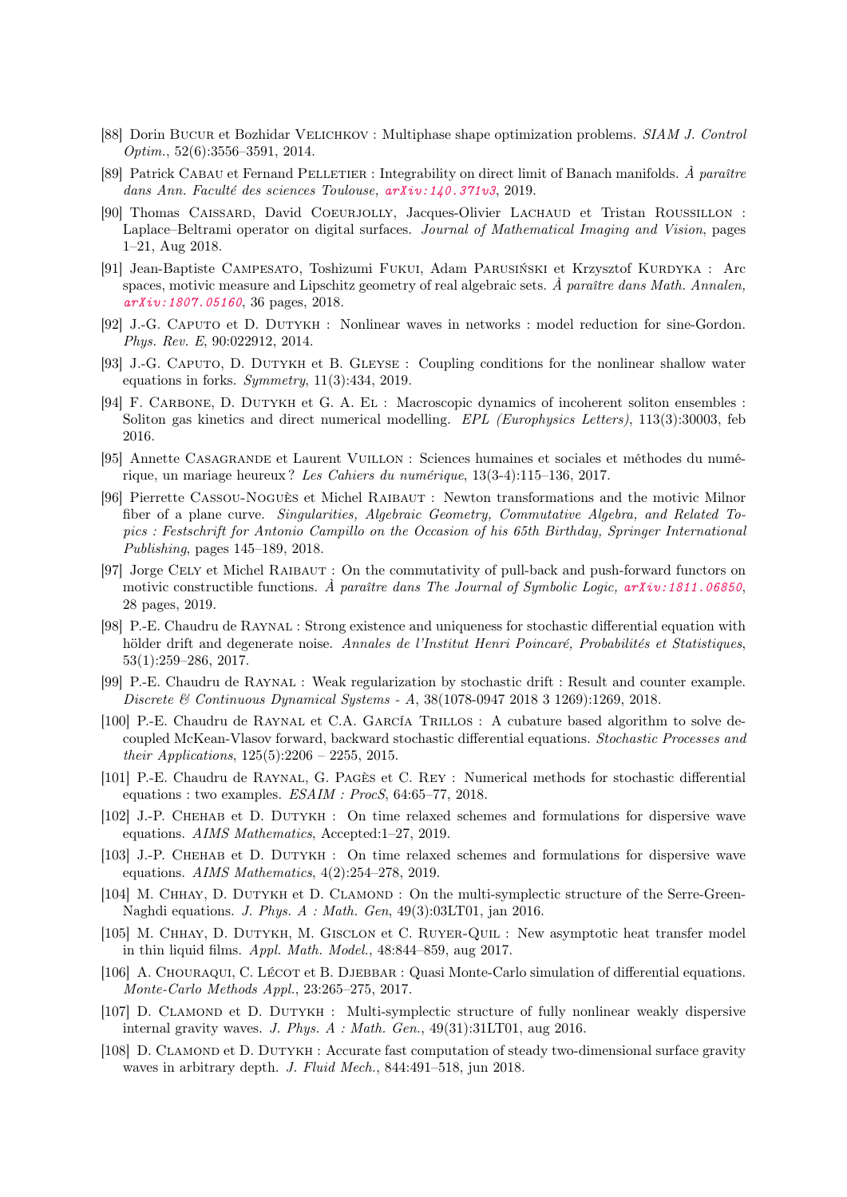[88] Dorin Bucur et Bozhidar Velichkov : Multiphase shape optimization problems. *SIAM J. Control Optim.*, 52(6):3556–3591, 2014.

[89] Patrick Cabau et Fernand Pelletier : Integrability on direct limit of Banach manifolds. *À paraître dans Ann. Faculté des sciences Toulouse, arXiv:140.371v3*, 2019.

[90] Thomas Caissard, David Coeurjolly, Jacques-Olivier Lachaud et Tristan Roussillon : Laplace–Beltrami operator on digital surfaces. *Journal of Mathematical Imaging and Vision*, pages 1–21, Aug 2018.

[91] Jean-Baptiste Campesato, Toshizumi Fukui, Adam Parusiński et Krzysztof Kurdyka : Arc spaces, motivic measure and Lipschitz geometry of real algebraic sets. *À paraître dans Math. Annalen, arXiv:1807.05160*, 36 pages, 2018.

[92] J.-G. Caputo et D. Dutykh : Nonlinear waves in networks : model reduction for sine-Gordon. *Phys. Rev. E*, 90:022912, 2014.

[93] J.-G. Caputo, D. Dutykh et B. Gleyse : Coupling conditions for the nonlinear shallow water equations in forks. *Symmetry*, 11(3):434, 2019.

[94] F. Carbone, D. Dutykh et G. A. El : Macroscopic dynamics of incoherent soliton ensembles : Soliton gas kinetics and direct numerical modelling. *EPL (Europhysics Letters)*, 113(3):30003, feb 2016.

[95] Annette Casagrande et Laurent Vuillon : Sciences humaines et sociales et méthodes du numérique, un mariage heureux ? *Les Cahiers du numérique*, 13(3-4):115–136, 2017.

[96] Pierrette Cassou-Noguès et Michel Raibaut : Newton transformations and the motivic Milnor fiber of a plane curve. *Singularities, Algebraic Geometry, Commutative Algebra, and Related Topics : Festschrift for Antonio Campillo on the Occasion of his 65th Birthday, Springer International Publishing*, pages 145–189, 2018.

[97] Jorge Cely et Michel Raibaut : On the commutativity of pull-back and push-forward functors on motivic constructible functions. *À paraître dans The Journal of Symbolic Logic, arXiv:1811.06850*, 28 pages, 2019.

[98] P.-E. Chaudru de Raynal : Strong existence and uniqueness for stochastic differential equation with hölder drift and degenerate noise. *Annales de l'Institut Henri Poincaré, Probabilités et Statistiques*, 53(1):259–286, 2017.

[99] P.-E. Chaudru de Raynal : Weak regularization by stochastic drift : Result and counter example. *Discrete & Continuous Dynamical Systems - A*, 38(1078-0947 2018 3 1269):1269, 2018.

[100] P.-E. Chaudru de Raynal et C.A. García Trillos : A cubature based algorithm to solve decoupled McKean-Vlasov forward, backward stochastic differential equations. *Stochastic Processes and their Applications*, 125(5):2206 – 2255, 2015.

[101] P.-E. Chaudru de Raynal, G. Pagès et C. Rey : Numerical methods for stochastic differential equations : two examples. *ESAIM : ProcS*, 64:65–77, 2018.

[102] J.-P. Chehab et D. Dutykh : On time relaxed schemes and formulations for dispersive wave equations. *AIMS Mathematics*, Accepted:1–27, 2019.

[103] J.-P. Chehab et D. Dutykh : On time relaxed schemes and formulations for dispersive wave equations. *AIMS Mathematics*, 4(2):254–278, 2019.

[104] M. Chhay, D. Dutykh et D. Clamond : On the multi-symplectic structure of the Serre-Green-Naghdi equations. *J. Phys. A : Math. Gen*, 49(3):03LT01, jan 2016.

[105] M. Chhay, D. Dutykh, M. Gisclon et C. Ruyer-Quil : New asymptotic heat transfer model in thin liquid films. *Appl. Math. Model.*, 48:844–859, aug 2017.

[106] A. Chouraqui, C. Lécot et B. Djebbar : Quasi Monte-Carlo simulation of differential equations. *Monte-Carlo Methods Appl.*, 23:265–275, 2017.

[107] D. Clamond et D. Dutykh : Multi-symplectic structure of fully nonlinear weakly dispersive internal gravity waves. *J. Phys. A : Math. Gen.*, 49(31):31LT01, aug 2016.

[108] D. Clamond et D. Dutykh : Accurate fast computation of steady two-dimensional surface gravity waves in arbitrary depth. *J. Fluid Mech.*, 844:491–518, jun 2018.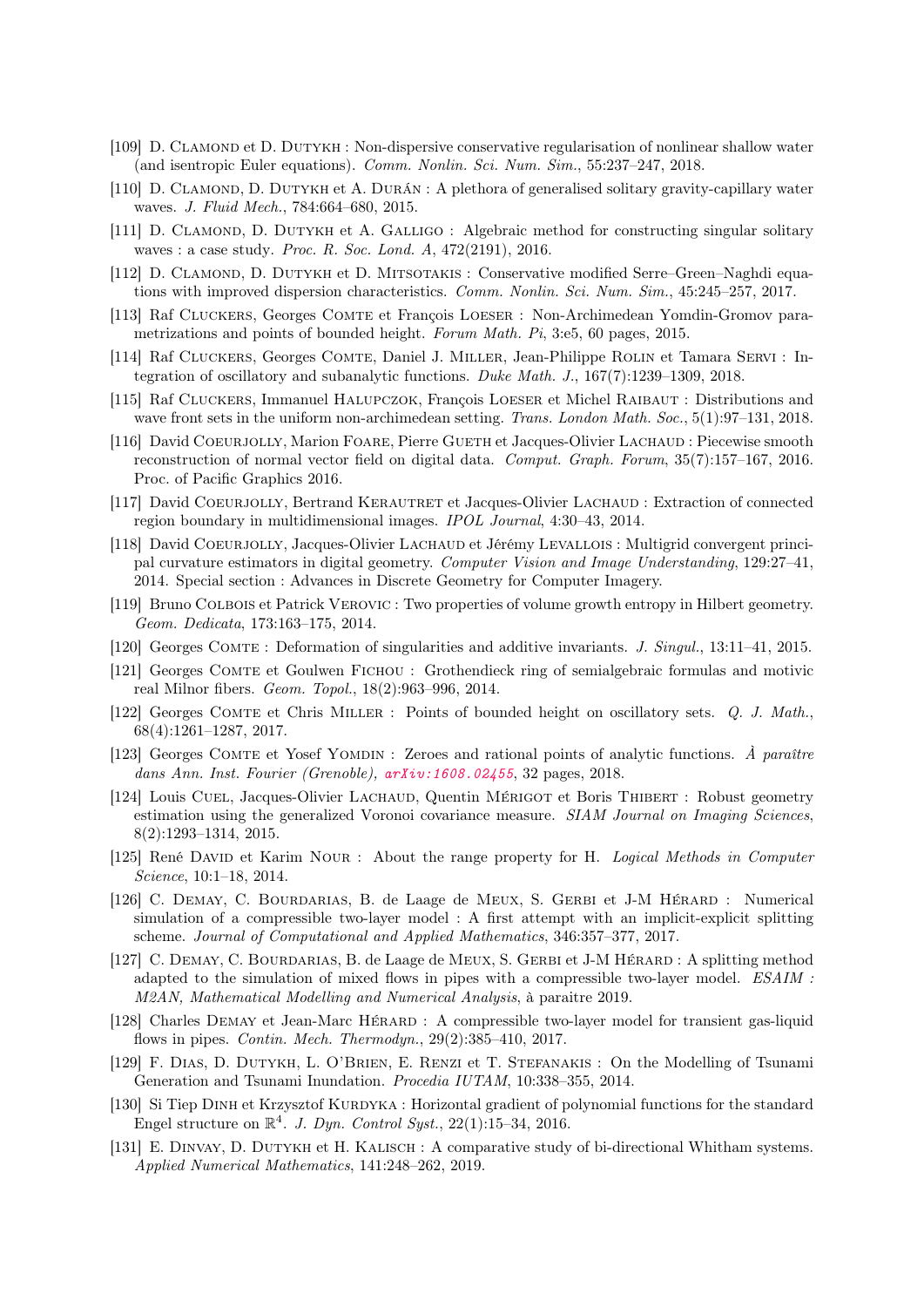[109] D. Clamond et D. Dutykh : Non-dispersive conservative regularisation of nonlinear shallow water (and isentropic Euler equations). *Comm. Nonlin. Sci. Num. Sim.*, 55:237–247, 2018.

[110] D. Clamond, D. Dutykh et A. Durán : A plethora of generalised solitary gravity-capillary water waves. *J. Fluid Mech.*, 784:664–680, 2015.

[111] D. Clamond, D. Dutykh et A. Galligo : Algebraic method for constructing singular solitary waves : a case study. *Proc. R. Soc. Lond. A*, 472(2191), 2016.

[112] D. Clamond, D. Dutykh et D. Mitsotakis : Conservative modified Serre–Green–Naghdi equations with improved dispersion characteristics. *Comm. Nonlin. Sci. Num. Sim.*, 45:245–257, 2017.

[113] Raf Cluckers, Georges Comte et François Loeser : Non-Archimedean Yomdin-Gromov parametrizations and points of bounded height. *Forum Math. Pi*, 3:e5, 60 pages, 2015.

[114] Raf Cluckers, Georges Comte, Daniel J. Miller, Jean-Philippe Rolin et Tamara Servi : Integration of oscillatory and subanalytic functions. *Duke Math. J.*, 167(7):1239–1309, 2018.

[115] Raf Cluckers, Immanuel Halupczok, François Loeser et Michel Raibaut : Distributions and wave front sets in the uniform non-archimedean setting. *Trans. London Math. Soc.*, 5(1):97–131, 2018.

[116] David Coeurjolly, Marion Foare, Pierre Gueth et Jacques-Olivier Lachaud : Piecewise smooth reconstruction of normal vector field on digital data. *Comput. Graph. Forum*, 35(7):157–167, 2016. Proc. of Pacific Graphics 2016.

[117] David Coeurjolly, Bertrand Kerautret et Jacques-Olivier Lachaud : Extraction of connected region boundary in multidimensional images. *IPOL Journal*, 4:30–43, 2014.

[118] David Coeurjolly, Jacques-Olivier Lachaud et Jérémy Levallois : Multigrid convergent principal curvature estimators in digital geometry. *Computer Vision and Image Understanding*, 129:27–41, 2014. Special section : Advances in Discrete Geometry for Computer Imagery.

[119] Bruno Colbois et Patrick Verovic : Two properties of volume growth entropy in Hilbert geometry. *Geom. Dedicata*, 173:163–175, 2014.

[120] Georges Comte : Deformation of singularities and additive invariants. *J. Singul.*, 13:11–41, 2015.

[121] Georges Comte et Goulwen Fichou : Grothendieck ring of semialgebraic formulas and motivic real Milnor fibers. *Geom. Topol.*, 18(2):963–996, 2014.

[122] Georges Comte et Chris Miller : Points of bounded height on oscillatory sets. *Q. J. Math.*, 68(4):1261–1287, 2017.

[123] Georges Comte et Yosef Yomdin : Zeroes and rational points of analytic functions. *À paraître dans Ann. Inst. Fourier (Grenoble),* *arXiv:1608.02455*, 32 pages, 2018.

[124] Louis Cuel, Jacques-Olivier Lachaud, Quentin Mérigot et Boris Thibert : Robust geometry estimation using the generalized Voronoi covariance measure. *SIAM Journal on Imaging Sciences*, 8(2):1293–1314, 2015.

[125] René David et Karim Nour : About the range property for H. *Logical Methods in Computer Science*, 10:1–18, 2014.

[126] C. Demay, C. Bourdarias, B. de Laage de Meux, S. Gerbi et J-M Hérard : Numerical simulation of a compressible two-layer model : A first attempt with an implicit-explicit splitting scheme. *Journal of Computational and Applied Mathematics*, 346:357–377, 2017.

[127] C. Demay, C. Bourdarias, B. de Laage de Meux, S. Gerbi et J-M Hérard : A splitting method adapted to the simulation of mixed flows in pipes with a compressible two-layer model. *ESAIM : M2AN, Mathematical Modelling and Numerical Analysis*, à paraitre 2019.

[128] Charles Demay et Jean-Marc Hérard : A compressible two-layer model for transient gas-liquid flows in pipes. *Contin. Mech. Thermodyn.*, 29(2):385–410, 2017.

[129] F. Dias, D. Dutykh, L. O'Brien, E. Renzi et T. Stefanakis : On the Modelling of Tsunami Generation and Tsunami Inundation. *Procedia IUTAM*, 10:338–355, 2014.

[130] Si Tiep Dinh et Krzysztof Kurdyka : Horizontal gradient of polynomial functions for the standard Engel structure on $\mathbb{R}^4$. *J. Dyn. Control Syst.*, 22(1):15–34, 2016.

[131] E. Dinvay, D. Dutykh et H. Kalisch : A comparative study of bi-directional Whitham systems. *Applied Numerical Mathematics*, 141:248–262, 2019.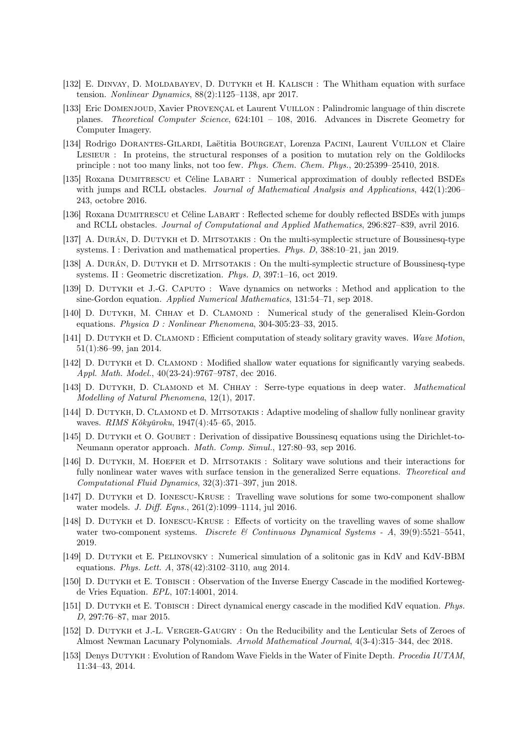[132] E. Dinvay, D. Moldabayev, D. Dutykh et H. Kalisch : The Whitham equation with surface tension. *Nonlinear Dynamics*, 88(2):1125–1138, apr 2017.

[133] Eric Domenjoud, Xavier Provençal et Laurent Vuillon : Palindromic language of thin discrete planes. *Theoretical Computer Science*, 624:101 – 108, 2016. Advances in Discrete Geometry for Computer Imagery.

[134] Rodrigo Dorantes-Gilardi, Laëtitia Bourgeat, Lorenza Pacini, Laurent Vuillon et Claire Lesieur : In proteins, the structural responses of a position to mutation rely on the Goldilocks principle : not too many links, not too few. *Phys. Chem. Chem. Phys.*, 20:25399–25410, 2018.

[135] Roxana Dumitrescu et Céline Labart : Numerical approximation of doubly reflected BSDEs with jumps and RCLL obstacles. *Journal of Mathematical Analysis and Applications*, 442(1):206–243, octobre 2016.

[136] Roxana Dumitrescu et Céline Labart : Reflected scheme for doubly reflected BSDEs with jumps and RCLL obstacles. *Journal of Computational and Applied Mathematics*, 296:827–839, avril 2016.

[137] A. Durán, D. Dutykh et D. Mitsotakis : On the multi-symplectic structure of Boussinesq-type systems. I : Derivation and mathematical properties. *Phys. D*, 388:10–21, jan 2019.

[138] A. Durán, D. Dutykh et D. Mitsotakis : On the multi-symplectic structure of Boussinesq-type systems. II : Geometric discretization. *Phys. D*, 397:1–16, oct 2019.

[139] D. Dutykh et J.-G. Caputo : Wave dynamics on networks : Method and application to the sine-Gordon equation. *Applied Numerical Mathematics*, 131:54–71, sep 2018.

[140] D. Dutykh, M. Chhay et D. Clamond : Numerical study of the generalised Klein-Gordon equations. *Physica D : Nonlinear Phenomena*, 304-305:23–33, 2015.

[141] D. Dutykh et D. Clamond : Efficient computation of steady solitary gravity waves. *Wave Motion*, 51(1):86–99, jan 2014.

[142] D. Dutykh et D. Clamond : Modified shallow water equations for significantly varying seabeds. *Appl. Math. Model.*, 40(23-24):9767–9787, dec 2016.

[143] D. Dutykh, D. Clamond et M. Chhay : Serre-type equations in deep water. *Mathematical Modelling of Natural Phenomena*, 12(1), 2017.

[144] D. Dutykh, D. Clamond et D. Mitsotakis : Adaptive modeling of shallow fully nonlinear gravity waves. *RIMS Kôkyûroku*, 1947(4):45–65, 2015.

[145] D. Dutykh et O. Goubet : Derivation of dissipative Boussinesq equations using the Dirichlet-to-Neumann operator approach. *Math. Comp. Simul.*, 127:80–93, sep 2016.

[146] D. Dutykh, M. Hoefer et D. Mitsotakis : Solitary wave solutions and their interactions for fully nonlinear water waves with surface tension in the generalized Serre equations. *Theoretical and Computational Fluid Dynamics*, 32(3):371–397, jun 2018.

[147] D. Dutykh et D. Ionescu-Kruse : Travelling wave solutions for some two-component shallow water models. *J. Diff. Eqns.*, 261(2):1099–1114, jul 2016.

[148] D. Dutykh et D. Ionescu-Kruse : Effects of vorticity on the travelling waves of some shallow water two-component systems. *Discrete & Continuous Dynamical Systems - A*, 39(9):5521–5541, 2019.

[149] D. Dutykh et E. Pelinovsky : Numerical simulation of a solitonic gas in KdV and KdV-BBM equations. *Phys. Lett. A*, 378(42):3102–3110, aug 2014.

[150] D. Dutykh et E. Tobisch : Observation of the Inverse Energy Cascade in the modified Korteweg-de Vries Equation. *EPL*, 107:14001, 2014.

[151] D. Dutykh et E. Tobisch : Direct dynamical energy cascade in the modified KdV equation. *Phys. D*, 297:76–87, mar 2015.

[152] D. Dutykh et J.-L. Verger-Gaugry : On the Reducibility and the Lenticular Sets of Zeroes of Almost Newman Lacunary Polynomials. *Arnold Mathematical Journal*, 4(3-4):315–344, dec 2018.

[153] Denys Dutykh : Evolution of Random Wave Fields in the Water of Finite Depth. *Procedia IUTAM*, 11:34–43, 2014.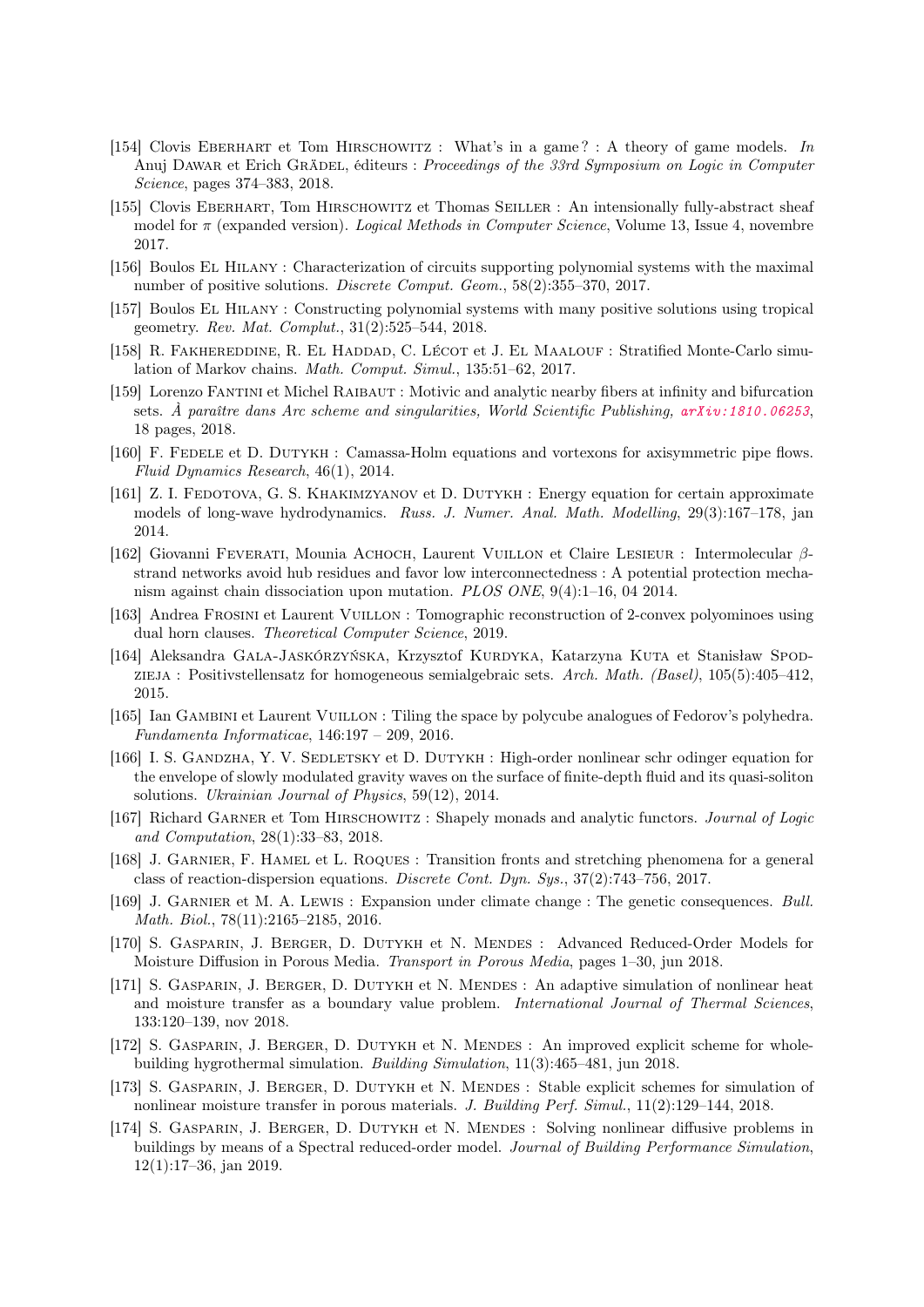[154] Clovis Eberhart et Tom Hirschowitz : What's in a game ? : A theory of game models. *In* Anuj Dawar et Erich Grädel, éditeurs : *Proceedings of the 33rd Symposium on Logic in Computer Science*, pages 374–383, 2018.

[155] Clovis Eberhart, Tom Hirschowitz et Thomas Seiller : An intensionally fully-abstract sheaf model for $\pi$ (expanded version). *Logical Methods in Computer Science*, Volume 13, Issue 4, novembre 2017.

[156] Boulos El Hilany : Characterization of circuits supporting polynomial systems with the maximal number of positive solutions. *Discrete Comput. Geom.*, 58(2):355–370, 2017.

[157] Boulos El Hilany : Constructing polynomial systems with many positive solutions using tropical geometry. *Rev. Mat. Complut.*, 31(2):525–544, 2018.

[158] R. Fakhereddine, R. El Haddad, C. Lécot et J. El Maalouf : Stratified Monte-Carlo simulation of Markov chains. *Math. Comput. Simul.*, 135:51–62, 2017.

[159] Lorenzo Fantini et Michel Raibaut : Motivic and analytic nearby fibers at infinity and bifurcation sets. *À paraître dans Arc scheme and singularities, World Scientific Publishing*, arXiv:1810.06253, 18 pages, 2018.

[160] F. Fedele et D. Dutykh : Camassa-Holm equations and vortexons for axisymmetric pipe flows. *Fluid Dynamics Research*, 46(1), 2014.

[161] Z. I. Fedotova, G. S. Khakimzyanov et D. Dutykh : Energy equation for certain approximate models of long-wave hydrodynamics. *Russ. J. Numer. Anal. Math. Modelling*, 29(3):167–178, jan 2014.

[162] Giovanni Feverati, Mounia Achoch, Laurent Vuillon et Claire Lesieur : Intermolecular $\beta$-strand networks avoid hub residues and favor low interconnectedness : A potential protection mechanism against chain dissociation upon mutation. *PLOS ONE*, 9(4):1–16, 04 2014.

[163] Andrea Frosini et Laurent Vuillon : Tomographic reconstruction of 2-convex polyominoes using dual horn clauses. *Theoretical Computer Science*, 2019.

[164] Aleksandra Gala-Jaskórzyńska, Krzysztof Kurdyka, Katarzyna Kuta et Stanisław Spodzieja : Positivstellensatz for homogeneous semialgebraic sets. *Arch. Math. (Basel)*, 105(5):405–412, 2015.

[165] Ian Gambini et Laurent Vuillon : Tiling the space by polycube analogues of Fedorov's polyhedra. *Fundamenta Informaticae*, 146:197 – 209, 2016.

[166] I. S. Gandzha, Y. V. Sedletsky et D. Dutykh : High-order nonlinear schr odinger equation for the envelope of slowly modulated gravity waves on the surface of finite-depth fluid and its quasi-soliton solutions. *Ukrainian Journal of Physics*, 59(12), 2014.

[167] Richard Garner et Tom Hirschowitz : Shapely monads and analytic functors. *Journal of Logic and Computation*, 28(1):33–83, 2018.

[168] J. Garnier, F. Hamel et L. Roques : Transition fronts and stretching phenomena for a general class of reaction-dispersion equations. *Discrete Cont. Dyn. Sys.*, 37(2):743–756, 2017.

[169] J. Garnier et M. A. Lewis : Expansion under climate change : The genetic consequences. *Bull. Math. Biol.*, 78(11):2165–2185, 2016.

[170] S. Gasparin, J. Berger, D. Dutykh et N. Mendes : Advanced Reduced-Order Models for Moisture Diffusion in Porous Media. *Transport in Porous Media*, pages 1–30, jun 2018.

[171] S. Gasparin, J. Berger, D. Dutykh et N. Mendes : An adaptive simulation of nonlinear heat and moisture transfer as a boundary value problem. *International Journal of Thermal Sciences*, 133:120–139, nov 2018.

[172] S. Gasparin, J. Berger, D. Dutykh et N. Mendes : An improved explicit scheme for whole-building hygrothermal simulation. *Building Simulation*, 11(3):465–481, jun 2018.

[173] S. Gasparin, J. Berger, D. Dutykh et N. Mendes : Stable explicit schemes for simulation of nonlinear moisture transfer in porous materials. *J. Building Perf. Simul.*, 11(2):129–144, 2018.

[174] S. Gasparin, J. Berger, D. Dutykh et N. Mendes : Solving nonlinear diffusive problems in buildings by means of a Spectral reduced-order model. *Journal of Building Performance Simulation*, 12(1):17–36, jan 2019.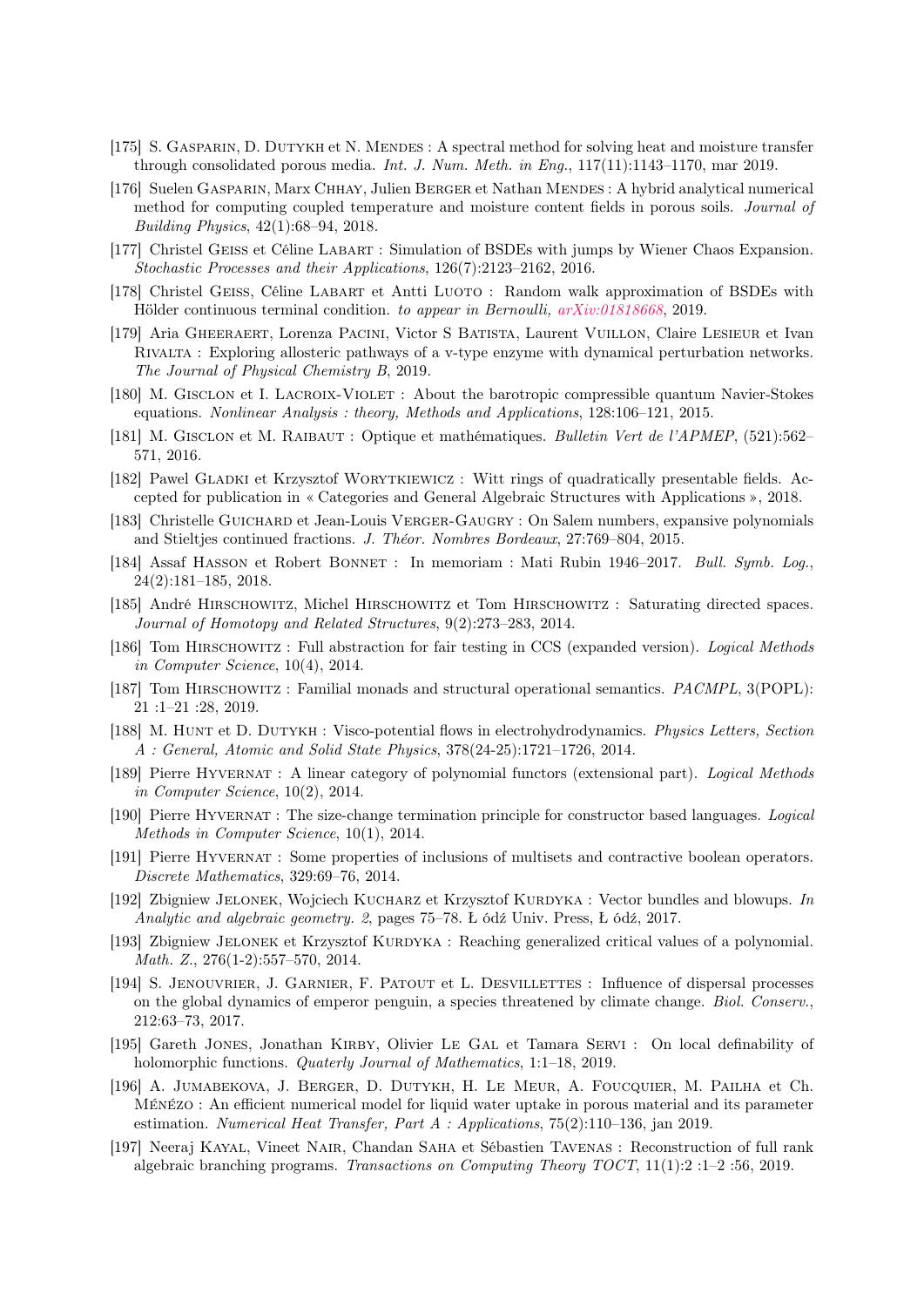[175] S. Gasparin, D. Dutykh et N. Mendes : A spectral method for solving heat and moisture transfer through consolidated porous media. *Int. J. Num. Meth. in Eng.*, 117(11):1143–1170, mar 2019.

[176] Suelen Gasparin, Marx Chhay, Julien Berger et Nathan Mendes : A hybrid analytical numerical method for computing coupled temperature and moisture content fields in porous soils. *Journal of Building Physics*, 42(1):68–94, 2018.

[177] Christel Geiss et Céline Labart : Simulation of BSDEs with jumps by Wiener Chaos Expansion. *Stochastic Processes and their Applications*, 126(7):2123–2162, 2016.

[178] Christel Geiss, Céline Labart et Antti Luoto : Random walk approximation of BSDEs with Hölder continuous terminal condition. *to appear in Bernoulli, arXiv:01818668*, 2019.

[179] Aria Gheeraert, Lorenza Pacini, Victor S Batista, Laurent Vuillon, Claire Lesieur et Ivan Rivalta : Exploring allosteric pathways of a v-type enzyme with dynamical perturbation networks. *The Journal of Physical Chemistry B*, 2019.

[180] M. Gisclon et I. Lacroix-Violet : About the barotropic compressible quantum Navier-Stokes equations. *Nonlinear Analysis : theory, Methods and Applications*, 128:106–121, 2015.

[181] M. Gisclon et M. Raibaut : Optique et mathématiques. *Bulletin Vert de l'APMEP*, (521):562–571, 2016.

[182] Pawel Gladki et Krzysztof Worytkiewicz : Witt rings of quadratically presentable fields. Accepted for publication in « Categories and General Algebraic Structures with Applications », 2018.

[183] Christelle Guichard et Jean-Louis Verger-Gaugry : On Salem numbers, expansive polynomials and Stieltjes continued fractions. *J. Théor. Nombres Bordeaux*, 27:769–804, 2015.

[184] Assaf Hasson et Robert Bonnet : In memoriam : Mati Rubin 1946–2017. *Bull. Symb. Log.*, 24(2):181–185, 2018.

[185] André Hirschowitz, Michel Hirschowitz et Tom Hirschowitz : Saturating directed spaces. *Journal of Homotopy and Related Structures*, 9(2):273–283, 2014.

[186] Tom Hirschowitz : Full abstraction for fair testing in CCS (expanded version). *Logical Methods in Computer Science*, 10(4), 2014.

[187] Tom Hirschowitz : Familial monads and structural operational semantics. *PACMPL*, 3(POPL): 21 :1–21 :28, 2019.

[188] M. Hunt et D. Dutykh : Visco-potential flows in electrohydrodynamics. *Physics Letters, Section A : General, Atomic and Solid State Physics*, 378(24-25):1721–1726, 2014.

[189] Pierre Hyvernat : A linear category of polynomial functors (extensional part). *Logical Methods in Computer Science*, 10(2), 2014.

[190] Pierre Hyvernat : The size-change termination principle for constructor based languages. *Logical Methods in Computer Science*, 10(1), 2014.

[191] Pierre Hyvernat : Some properties of inclusions of multisets and contractive boolean operators. *Discrete Mathematics*, 329:69–76, 2014.

[192] Zbigniew Jelonek, Wojciech Kucharz et Krzysztof Kurdyka : Vector bundles and blowups. *In Analytic and algebraic geometry. 2*, pages 75–78. Ł ódź Univ. Press, Ł ódź, 2017.

[193] Zbigniew Jelonek et Krzysztof Kurdyka : Reaching generalized critical values of a polynomial. *Math. Z.*, 276(1-2):557–570, 2014.

[194] S. Jenouvrier, J. Garnier, F. Patout et L. Desvillettes : Influence of dispersal processes on the global dynamics of emperor penguin, a species threatened by climate change. *Biol. Conserv.*, 212:63–73, 2017.

[195] Gareth Jones, Jonathan Kirby, Olivier Le Gal et Tamara Servi : On local definability of holomorphic functions. *Quaterly Journal of Mathematics*, 1:1–18, 2019.

[196] A. Jumabekova, J. Berger, D. Dutykh, H. Le Meur, A. Foucquier, M. Pailha et Ch. Ménézo : An efficient numerical model for liquid water uptake in porous material and its parameter estimation. *Numerical Heat Transfer, Part A : Applications*, 75(2):110–136, jan 2019.

[197] Neeraj Kayal, Vineet Nair, Chandan Saha et Sébastien Tavenas : Reconstruction of full rank algebraic branching programs. *Transactions on Computing Theory TOCT*, 11(1):2 :1–2 :56, 2019.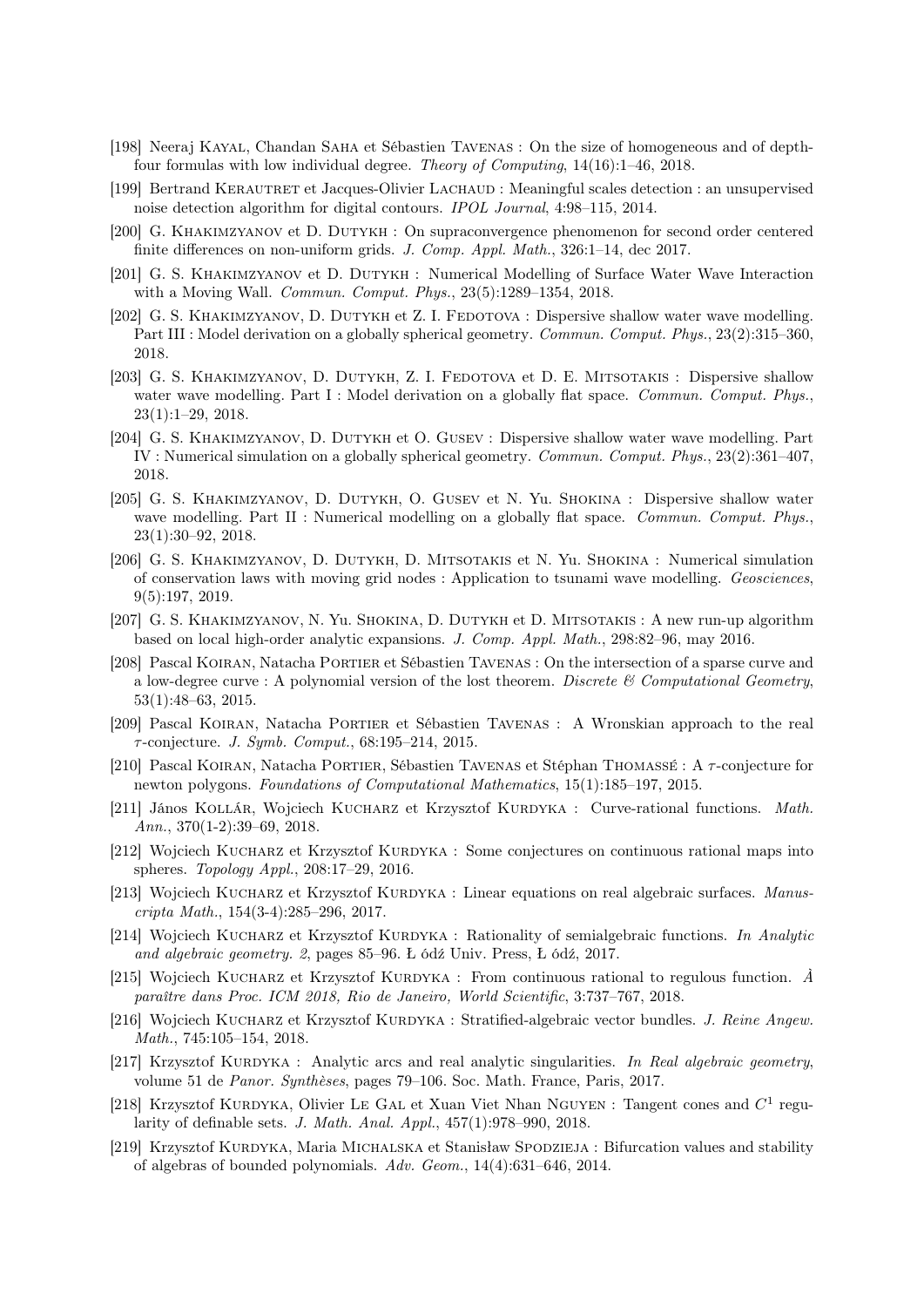[198] Neeraj Kayal, Chandan Saha et Sébastien Tavenas : On the size of homogeneous and of depth-four formulas with low individual degree. *Theory of Computing*, 14(16):1–46, 2018.

[199] Bertrand Kerautret et Jacques-Olivier Lachaud : Meaningful scales detection : an unsupervised noise detection algorithm for digital contours. *IPOL Journal*, 4:98–115, 2014.

[200] G. Khakimzyanov et D. Dutykh : On supraconvergence phenomenon for second order centered finite differences on non-uniform grids. *J. Comp. Appl. Math.*, 326:1–14, dec 2017.

[201] G. S. Khakimzyanov et D. Dutykh : Numerical Modelling of Surface Water Wave Interaction with a Moving Wall. *Commun. Comput. Phys.*, 23(5):1289–1354, 2018.

[202] G. S. Khakimzyanov, D. Dutykh et Z. I. Fedotova : Dispersive shallow water wave modelling. Part III : Model derivation on a globally spherical geometry. *Commun. Comput. Phys.*, 23(2):315–360, 2018.

[203] G. S. Khakimzyanov, D. Dutykh, Z. I. Fedotova et D. E. Mitsotakis : Dispersive shallow water wave modelling. Part I : Model derivation on a globally flat space. *Commun. Comput. Phys.*, 23(1):1–29, 2018.

[204] G. S. Khakimzyanov, D. Dutykh et O. Gusev : Dispersive shallow water wave modelling. Part IV : Numerical simulation on a globally spherical geometry. *Commun. Comput. Phys.*, 23(2):361–407, 2018.

[205] G. S. Khakimzyanov, D. Dutykh, O. Gusev et N. Yu. Shokina : Dispersive shallow water wave modelling. Part II : Numerical modelling on a globally flat space. *Commun. Comput. Phys.*, 23(1):30–92, 2018.

[206] G. S. Khakimzyanov, D. Dutykh, D. Mitsotakis et N. Yu. Shokina : Numerical simulation of conservation laws with moving grid nodes : Application to tsunami wave modelling. *Geosciences*, 9(5):197, 2019.

[207] G. S. Khakimzyanov, N. Yu. Shokina, D. Dutykh et D. Mitsotakis : A new run-up algorithm based on local high-order analytic expansions. *J. Comp. Appl. Math.*, 298:82–96, may 2016.

[208] Pascal Koiran, Natacha Portier et Sébastien Tavenas : On the intersection of a sparse curve and a low-degree curve : A polynomial version of the lost theorem. *Discrete & Computational Geometry*, 53(1):48–63, 2015.

[209] Pascal Koiran, Natacha Portier et Sébastien Tavenas : A Wronskian approach to the real $\tau$-conjecture. *J. Symb. Comput.*, 68:195–214, 2015.

[210] Pascal Koiran, Natacha Portier, Sébastien Tavenas et Stéphan Thomassé : A $\tau$-conjecture for newton polygons. *Foundations of Computational Mathematics*, 15(1):185–197, 2015.

[211] János Kollár, Wojciech Kucharz et Krzysztof Kurdyka : Curve-rational functions. *Math. Ann.*, 370(1-2):39–69, 2018.

[212] Wojciech Kucharz et Krzysztof Kurdyka : Some conjectures on continuous rational maps into spheres. *Topology Appl.*, 208:17–29, 2016.

[213] Wojciech Kucharz et Krzysztof Kurdyka : Linear equations on real algebraic surfaces. *Manuscripta Math.*, 154(3-4):285–296, 2017.

[214] Wojciech Kucharz et Krzysztof Kurdyka : Rationality of semialgebraic functions. *In Analytic and algebraic geometry. 2*, pages 85–96. Ł ódź Univ. Press, Ł ódź, 2017.

[215] Wojciech Kucharz et Krzysztof Kurdyka : From continuous rational to regulous function. *À paraître dans Proc. ICM 2018, Rio de Janeiro, World Scientific*, 3:737–767, 2018.

[216] Wojciech Kucharz et Krzysztof Kurdyka : Stratified-algebraic vector bundles. *J. Reine Angew. Math.*, 745:105–154, 2018.

[217] Krzysztof Kurdyka : Analytic arcs and real analytic singularities. *In Real algebraic geometry*, volume 51 de *Panor. Synthèses*, pages 79–106. Soc. Math. France, Paris, 2017.

[218] Krzysztof Kurdyka, Olivier Le Gal et Xuan Viet Nhan Nguyen : Tangent cones and $C^1$ regularity of definable sets. *J. Math. Anal. Appl.*, 457(1):978–990, 2018.

[219] Krzysztof Kurdyka, Maria Michalska et Stanisław Spodzieja : Bifurcation values and stability of algebras of bounded polynomials. *Adv. Geom.*, 14(4):631–646, 2014.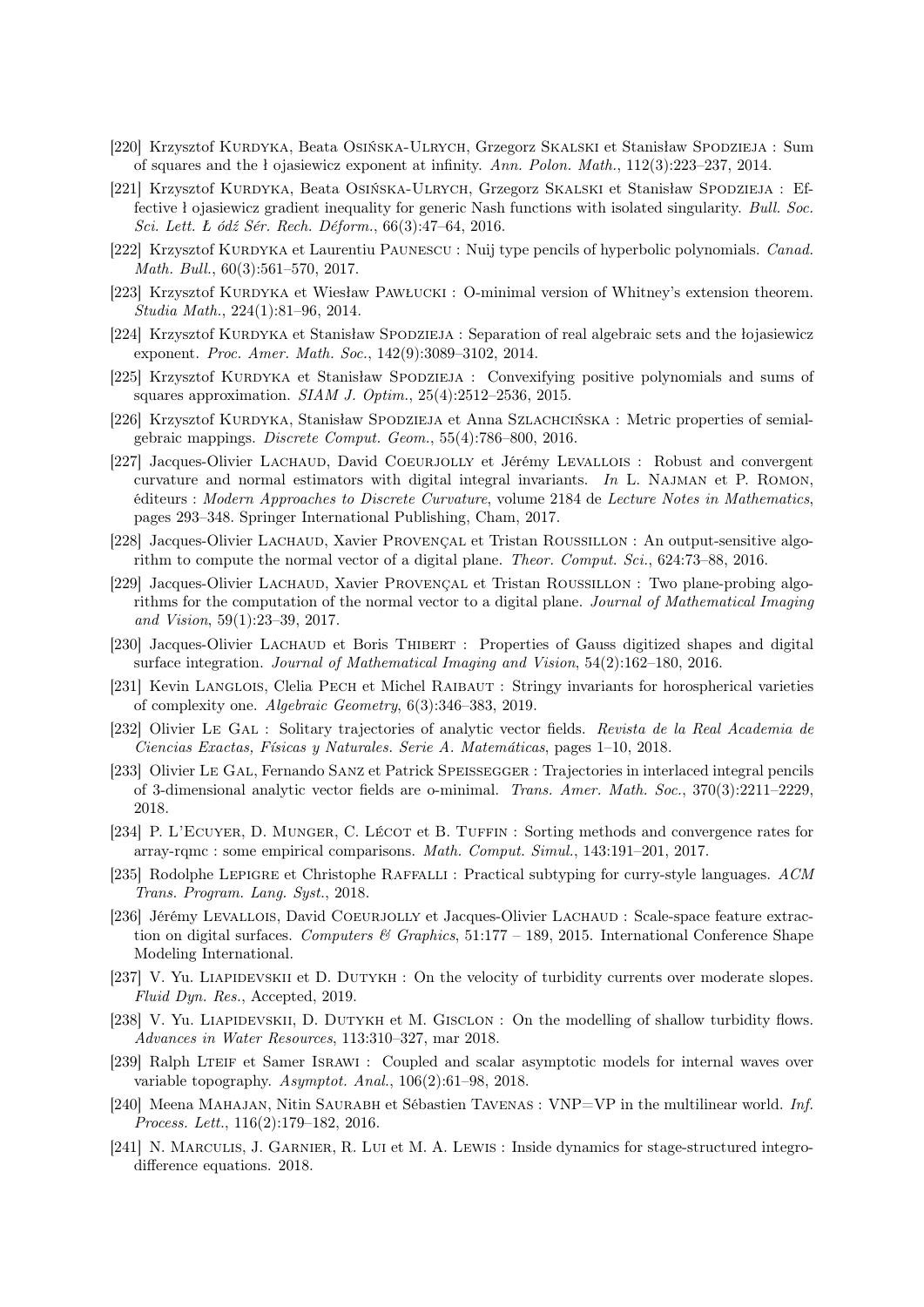[220] Krzysztof Kurdyka, Beata Osińska-Ulrych, Grzegorz Skalski et Stanisław Spodzieja : Sum of squares and the ł ojasiewicz exponent at infinity. *Ann. Polon. Math.*, 112(3):223–237, 2014.

[221] Krzysztof Kurdyka, Beata Osińska-Ulrych, Grzegorz Skalski et Stanisław Spodzieja : Effective ł ojasiewicz gradient inequality for generic Nash functions with isolated singularity. *Bull. Soc. Sci. Lett. Ł ódź Sér. Rech. Déform.*, 66(3):47–64, 2016.

[222] Krzysztof Kurdyka et Laurentiu Paunescu : Nuij type pencils of hyperbolic polynomials. *Canad. Math. Bull.*, 60(3):561–570, 2017.

[223] Krzysztof Kurdyka et Wiesław Pawłucki : O-minimal version of Whitney's extension theorem. *Studia Math.*, 224(1):81–96, 2014.

[224] Krzysztof Kurdyka et Stanisław Spodzieja : Separation of real algebraic sets and the łojasiewicz exponent. *Proc. Amer. Math. Soc.*, 142(9):3089–3102, 2014.

[225] Krzysztof Kurdyka et Stanisław Spodzieja : Convexifying positive polynomials and sums of squares approximation. *SIAM J. Optim.*, 25(4):2512–2536, 2015.

[226] Krzysztof Kurdyka, Stanisław Spodzieja et Anna Szlachcińska : Metric properties of semialgebraic mappings. *Discrete Comput. Geom.*, 55(4):786–800, 2016.

[227] Jacques-Olivier Lachaud, David Coeurjolly et Jérémy Levallois : Robust and convergent curvature and normal estimators with digital integral invariants. *In* L. Najman et P. Romon, éditeurs : *Modern Approaches to Discrete Curvature*, volume 2184 de *Lecture Notes in Mathematics*, pages 293–348. Springer International Publishing, Cham, 2017.

[228] Jacques-Olivier Lachaud, Xavier Provençal et Tristan Roussillon : An output-sensitive algorithm to compute the normal vector of a digital plane. *Theor. Comput. Sci.*, 624:73–88, 2016.

[229] Jacques-Olivier Lachaud, Xavier Provençal et Tristan Roussillon : Two plane-probing algorithms for the computation of the normal vector to a digital plane. *Journal of Mathematical Imaging and Vision*, 59(1):23–39, 2017.

[230] Jacques-Olivier Lachaud et Boris Thibert : Properties of Gauss digitized shapes and digital surface integration. *Journal of Mathematical Imaging and Vision*, 54(2):162–180, 2016.

[231] Kevin Langlois, Clelia Pech et Michel Raibaut : Stringy invariants for horospherical varieties of complexity one. *Algebraic Geometry*, 6(3):346–383, 2019.

[232] Olivier Le Gal : Solitary trajectories of analytic vector fields. *Revista de la Real Academia de Ciencias Exactas, Físicas y Naturales. Serie A. Matemáticas*, pages 1–10, 2018.

[233] Olivier Le Gal, Fernando Sanz et Patrick Speissegger : Trajectories in interlaced integral pencils of 3-dimensional analytic vector fields are o-minimal. *Trans. Amer. Math. Soc.*, 370(3):2211–2229, 2018.

[234] P. L'Ecuyer, D. Munger, C. Lécot et B. Tuffin : Sorting methods and convergence rates for array-rqmc : some empirical comparisons. *Math. Comput. Simul.*, 143:191–201, 2017.

[235] Rodolphe Lepigre et Christophe Raffalli : Practical subtyping for curry-style languages. *ACM Trans. Program. Lang. Syst.*, 2018.

[236] Jérémy Levallois, David Coeurjolly et Jacques-Olivier Lachaud : Scale-space feature extraction on digital surfaces. *Computers & Graphics*, 51:177 – 189, 2015. International Conference Shape Modeling International.

[237] V. Yu. Liapidevskii et D. Dutykh : On the velocity of turbidity currents over moderate slopes. *Fluid Dyn. Res.*, Accepted, 2019.

[238] V. Yu. Liapidevskii, D. Dutykh et M. Gisclon : On the modelling of shallow turbidity flows. *Advances in Water Resources*, 113:310–327, mar 2018.

[239] Ralph Lteif et Samer Israwi : Coupled and scalar asymptotic models for internal waves over variable topography. *Asymptot. Anal.*, 106(2):61–98, 2018.

[240] Meena Mahajan, Nitin Saurabh et Sébastien Tavenas : VNP=VP in the multilinear world. *Inf. Process. Lett.*, 116(2):179–182, 2016.

[241] N. Marculis, J. Garnier, R. Lui et M. A. Lewis : Inside dynamics for stage-structured integro-difference equations. 2018.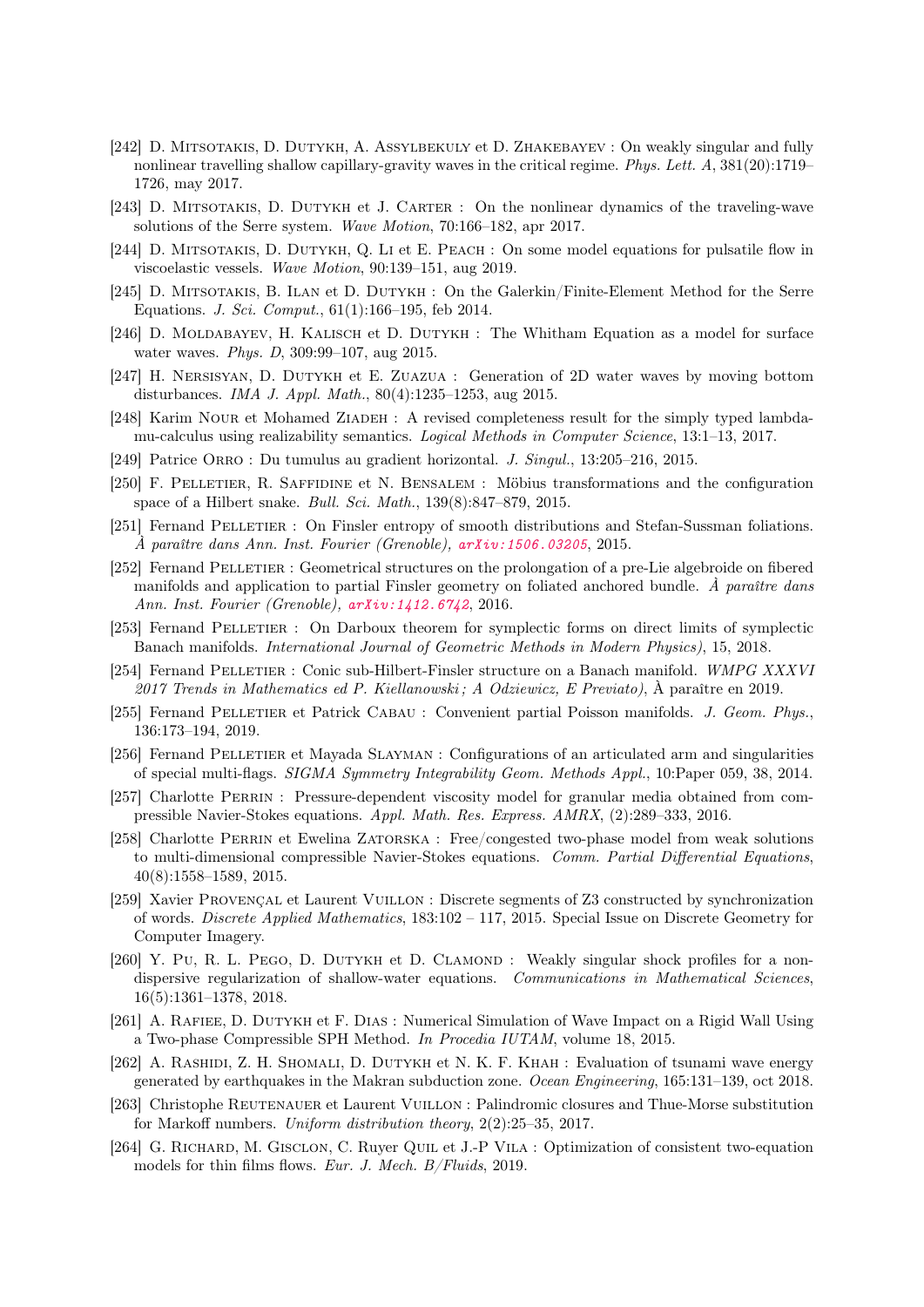[242] D. Mitsotakis, D. Dutykh, A. Assylbekuly et D. Zhakebayev : On weakly singular and fully nonlinear travelling shallow capillary-gravity waves in the critical regime. *Phys. Lett. A*, 381(20):1719–1726, may 2017.

[243] D. Mitsotakis, D. Dutykh et J. Carter : On the nonlinear dynamics of the traveling-wave solutions of the Serre system. *Wave Motion*, 70:166–182, apr 2017.

[244] D. Mitsotakis, D. Dutykh, Q. Li et E. Peach : On some model equations for pulsatile flow in viscoelastic vessels. *Wave Motion*, 90:139–151, aug 2019.

[245] D. Mitsotakis, B. Ilan et D. Dutykh : On the Galerkin/Finite-Element Method for the Serre Equations. *J. Sci. Comput.*, 61(1):166–195, feb 2014.

[246] D. Moldabayev, H. Kalisch et D. Dutykh : The Whitham Equation as a model for surface water waves. *Phys. D*, 309:99–107, aug 2015.

[247] H. Nersisyan, D. Dutykh et E. Zuazua : Generation of 2D water waves by moving bottom disturbances. *IMA J. Appl. Math.*, 80(4):1235–1253, aug 2015.

[248] Karim Nour et Mohamed Ziadeh : A revised completeness result for the simply typed lambda-mu-calculus using realizability semantics. *Logical Methods in Computer Science*, 13:1–13, 2017.

[249] Patrice Orro : Du tumulus au gradient horizontal. *J. Singul.*, 13:205–216, 2015.

[250] F. Pelletier, R. Saffidine et N. Bensalem : Möbius transformations and the configuration space of a Hilbert snake. *Bull. Sci. Math.*, 139(8):847–879, 2015.

[251] Fernand Pelletier : On Finsler entropy of smooth distributions and Stefan-Sussman foliations. *À paraître dans Ann. Inst. Fourier (Grenoble), arXiv:1506.03205*, 2015.

[252] Fernand Pelletier : Geometrical structures on the prolongation of a pre-Lie algebroide on fibered manifolds and application to partial Finsler geometry on foliated anchored bundle. *À paraître dans Ann. Inst. Fourier (Grenoble), arXiv:1412.6742*, 2016.

[253] Fernand Pelletier : On Darboux theorem for symplectic forms on direct limits of symplectic Banach manifolds. *International Journal of Geometric Methods in Modern Physics)*, 15, 2018.

[254] Fernand Pelletier : Conic sub-Hilbert-Finsler structure on a Banach manifold. *WMPG XXXVI 2017 Trends in Mathematics ed P. Kiellanowski ; A Odziewicz, E Previato)*, À paraître en 2019.

[255] Fernand Pelletier et Patrick Cabau : Convenient partial Poisson manifolds. *J. Geom. Phys.*, 136:173–194, 2019.

[256] Fernand Pelletier et Mayada Slayman : Configurations of an articulated arm and singularities of special multi-flags. *SIGMA Symmetry Integrability Geom. Methods Appl.*, 10:Paper 059, 38, 2014.

[257] Charlotte Perrin : Pressure-dependent viscosity model for granular media obtained from compressible Navier-Stokes equations. *Appl. Math. Res. Express. AMRX*, (2):289–333, 2016.

[258] Charlotte Perrin et Ewelina Zatorska : Free/congested two-phase model from weak solutions to multi-dimensional compressible Navier-Stokes equations. *Comm. Partial Differential Equations*, 40(8):1558–1589, 2015.

[259] Xavier Provençal et Laurent Vuillon : Discrete segments of Z3 constructed by synchronization of words. *Discrete Applied Mathematics*, 183:102 – 117, 2015. Special Issue on Discrete Geometry for Computer Imagery.

[260] Y. Pu, R. L. Pego, D. Dutykh et D. Clamond : Weakly singular shock profiles for a non-dispersive regularization of shallow-water equations. *Communications in Mathematical Sciences*, 16(5):1361–1378, 2018.

[261] A. Rafiee, D. Dutykh et F. Dias : Numerical Simulation of Wave Impact on a Rigid Wall Using a Two-phase Compressible SPH Method. *In Procedia IUTAM*, volume 18, 2015.

[262] A. Rashidi, Z. H. Shomali, D. Dutykh et N. K. F. Khah : Evaluation of tsunami wave energy generated by earthquakes in the Makran subduction zone. *Ocean Engineering*, 165:131–139, oct 2018.

[263] Christophe Reutenauer et Laurent Vuillon : Palindromic closures and Thue-Morse substitution for Markoff numbers. *Uniform distribution theory*, 2(2):25–35, 2017.

[264] G. Richard, M. Gisclon, C. Ruyer Quil et J.-P Vila : Optimization of consistent two-equation models for thin films flows. *Eur. J. Mech. B/Fluids*, 2019.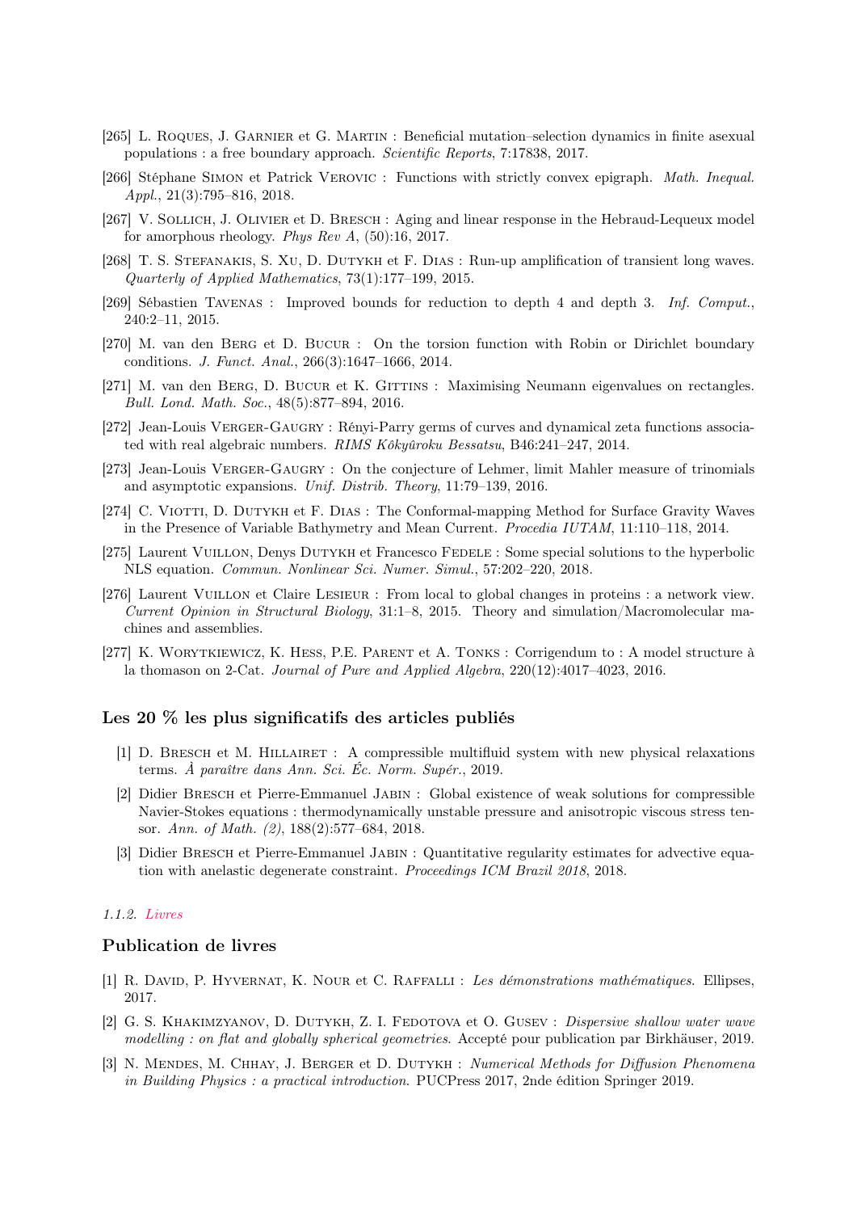[265] L. Roques, J. Garnier et G. Martin : Beneficial mutation–selection dynamics in finite asexual populations : a free boundary approach. *Scientific Reports*, 7:17838, 2017.

[266] Stéphane Simon et Patrick Verovic : Functions with strictly convex epigraph. *Math. Inequal. Appl.*, 21(3):795–816, 2018.

[267] V. Sollich, J. Olivier et D. Bresch : Aging and linear response in the Hebraud-Lequeux model for amorphous rheology. *Phys Rev A*, (50):16, 2017.

[268] T. S. Stefanakis, S. Xu, D. Dutykh et F. Dias : Run-up amplification of transient long waves. *Quarterly of Applied Mathematics*, 73(1):177–199, 2015.

[269] Sébastien Tavenas : Improved bounds for reduction to depth 4 and depth 3. *Inf. Comput.*, 240:2–11, 2015.

[270] M. van den Berg et D. Bucur : On the torsion function with Robin or Dirichlet boundary conditions. *J. Funct. Anal.*, 266(3):1647–1666, 2014.

[271] M. van den Berg, D. Bucur et K. Gittins : Maximising Neumann eigenvalues on rectangles. *Bull. Lond. Math. Soc.*, 48(5):877–894, 2016.

[272] Jean-Louis Verger-Gaugry : Rényi-Parry germs of curves and dynamical zeta functions associated with real algebraic numbers. *RIMS Kôkyûroku Bessatsu*, B46:241–247, 2014.

[273] Jean-Louis Verger-Gaugry : On the conjecture of Lehmer, limit Mahler measure of trinomials and asymptotic expansions. *Unif. Distrib. Theory*, 11:79–139, 2016.

[274] C. Viotti, D. Dutykh et F. Dias : The Conformal-mapping Method for Surface Gravity Waves in the Presence of Variable Bathymetry and Mean Current. *Procedia IUTAM*, 11:110–118, 2014.

[275] Laurent Vuillon, Denys Dutykh et Francesco Fedele : Some special solutions to the hyperbolic NLS equation. *Commun. Nonlinear Sci. Numer. Simul.*, 57:202–220, 2018.

[276] Laurent Vuillon et Claire Lesieur : From local to global changes in proteins : a network view. *Current Opinion in Structural Biology*, 31:1–8, 2015. Theory and simulation/Macromolecular machines and assemblies.

[277] K. Worytkiewicz, K. Hess, P.E. Parent et A. Tonks : Corrigendum to : A model structure à la thomason on 2-Cat. *Journal of Pure and Applied Algebra*, 220(12):4017–4023, 2016.

## Les 20 % les plus significatifs des articles publiés

[1] D. Bresch et M. Hillairet : A compressible multifluid system with new physical relaxations terms. *À paraître dans Ann. Sci. Éc. Norm. Supér.*, 2019.

[2] Didier Bresch et Pierre-Emmanuel Jabin : Global existence of weak solutions for compressible Navier-Stokes equations : thermodynamically unstable pressure and anisotropic viscous stress tensor. *Ann. of Math. (2)*, 188(2):577–684, 2018.

[3] Didier Bresch et Pierre-Emmanuel Jabin : Quantitative regularity estimates for advective equation with anelastic degenerate constraint. *Proceedings ICM Brazil 2018*, 2018.

*1.1.2. Livres*

## Publication de livres

[1] R. David, P. Hyvernat, K. Nour et C. Raffalli : *Les démonstrations mathématiques*. Ellipses, 2017.

[2] G. S. Khakimzyanov, D. Dutykh, Z. I. Fedotova et O. Gusev : *Dispersive shallow water wave modelling : on flat and globally spherical geometries.* Accepté pour publication par Birkhäuser, 2019.

[3] N. Mendes, M. Chhay, J. Berger et D. Dutykh : *Numerical Methods for Diffusion Phenomena in Building Physics : a practical introduction.* PUCPress 2017, 2nde édition Springer 2019.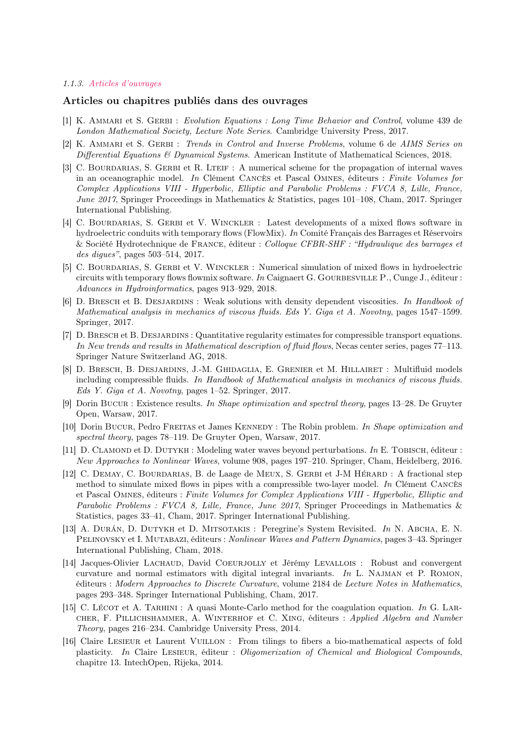*1.1.3. Articles d'ouvrages*

### Articles ou chapitres publiés dans des ouvrages

[1] K. Ammari et S. Gerbi : *Evolution Equations : Long Time Behavior and Control*, volume 439 de *London Mathematical Society, Lecture Note Series*. Cambridge University Press, 2017.

[2] K. Ammari et S. Gerbi : *Trends in Control and Inverse Problems*, volume 6 de *AIMS Series on Differential Equations & Dynamical Systems*. American Institute of Mathematical Sciences, 2018.

[3] C. Bourdarias, S. Gerbi et R. Lteif : A numerical scheme for the propagation of internal waves in an oceanographic model. *In* Clément Cancès et Pascal Omnes, éditeurs : *Finite Volumes for Complex Applications VIII - Hyperbolic, Elliptic and Parabolic Problems : FVCA 8, Lille, France, June 2017*, Springer Proceedings in Mathematics & Statistics, pages 101–108, Cham, 2017. Springer International Publishing.

[4] C. Bourdarias, S. Gerbi et V. Winckler : Latest developments of a mixed flows software in hydroelectric conduits with temporary flows (FlowMix). *In* Comité Français des Barrages et Réservoirs & Société Hydrotechnique de France, éditeur : *Colloque CFBR-SHF : "Hydraulique des barrages et des digues"*, pages 503–514, 2017.

[5] C. Bourdarias, S. Gerbi et V. Winckler : Numerical simulation of mixed flows in hydroelectric circuits with temporary flows flowmix software. *In* Caignaert G. Gourbesville P., Cunge J., éditeur : *Advances in Hydroinformatics*, pages 913–929, 2018.

[6] D. Bresch et B. Desjardins : Weak solutions with density dependent viscosities. *In Handbook of Mathematical analysis in mechanics of viscous fluids. Eds Y. Giga et A. Novotny*, pages 1547–1599. Springer, 2017.

[7] D. Bresch et B. Desjardins : Quantitative regularity estimates for compressible transport equations. *In New trends and results in Mathematical description of fluid flows*, Necas center series, pages 77–113. Springer Nature Switzerland AG, 2018.

[8] D. Bresch, B. Desjardins, J.-M. Ghidaglia, E. Grenier et M. Hillairet : Multifluid models including compressible fluids. *In Handbook of Mathematical analysis in mechanics of viscous fluids. Eds Y. Giga et A. Novotny*, pages 1–52. Springer, 2017.

[9] Dorin Bucur : Existence results. *In Shape optimization and spectral theory*, pages 13–28. De Gruyter Open, Warsaw, 2017.

[10] Dorin Bucur, Pedro Freitas et James Kennedy : The Robin problem. *In Shape optimization and spectral theory*, pages 78–119. De Gruyter Open, Warsaw, 2017.

[11] D. Clamond et D. Dutykh : Modeling water waves beyond perturbations. *In* E. Tobisch, éditeur : *New Approaches to Nonlinear Waves*, volume 908, pages 197–210. Springer, Cham, Heidelberg, 2016.

[12] C. Demay, C. Bourdarias, B. de Laage de Meux, S. Gerbi et J-M Hérard : A fractional step method to simulate mixed flows in pipes with a compressible two-layer model. *In* Clément Cancès et Pascal Omnes, éditeurs : *Finite Volumes for Complex Applications VIII - Hyperbolic, Elliptic and Parabolic Problems : FVCA 8, Lille, France, June 2017*, Springer Proceedings in Mathematics & Statistics, pages 33–41, Cham, 2017. Springer International Publishing.

[13] A. Durán, D. Dutykh et D. Mitsotakis : Peregrine's System Revisited. *In* N. Abcha, E. N. Pelinovsky et I. Mutabazi, éditeurs : *Nonlinear Waves and Pattern Dynamics*, pages 3–43. Springer International Publishing, Cham, 2018.

[14] Jacques-Olivier Lachaud, David Coeurjolly et Jérémy Levallois : Robust and convergent curvature and normal estimators with digital integral invariants. *In* L. Najman et P. Romon, éditeurs : *Modern Approaches to Discrete Curvature*, volume 2184 de *Lecture Notes in Mathematics*, pages 293–348. Springer International Publishing, Cham, 2017.

[15] C. Lécot et A. Tarhini : A quasi Monte-Carlo method for the coagulation equation. *In* G. Larcher, F. Pillichshammer, A. Winterhof et C. Xing, éditeurs : *Applied Algebra and Number Theory*, pages 216–234. Cambridge University Press, 2014.

[16] Claire Lesieur et Laurent Vuillon : From tilings to fibers a bio-mathematical aspects of fold plasticity. *In* Claire Lesieur, éditeur : *Oligomerization of Chemical and Biological Compounds*, chapitre 13. IntechOpen, Rijeka, 2014.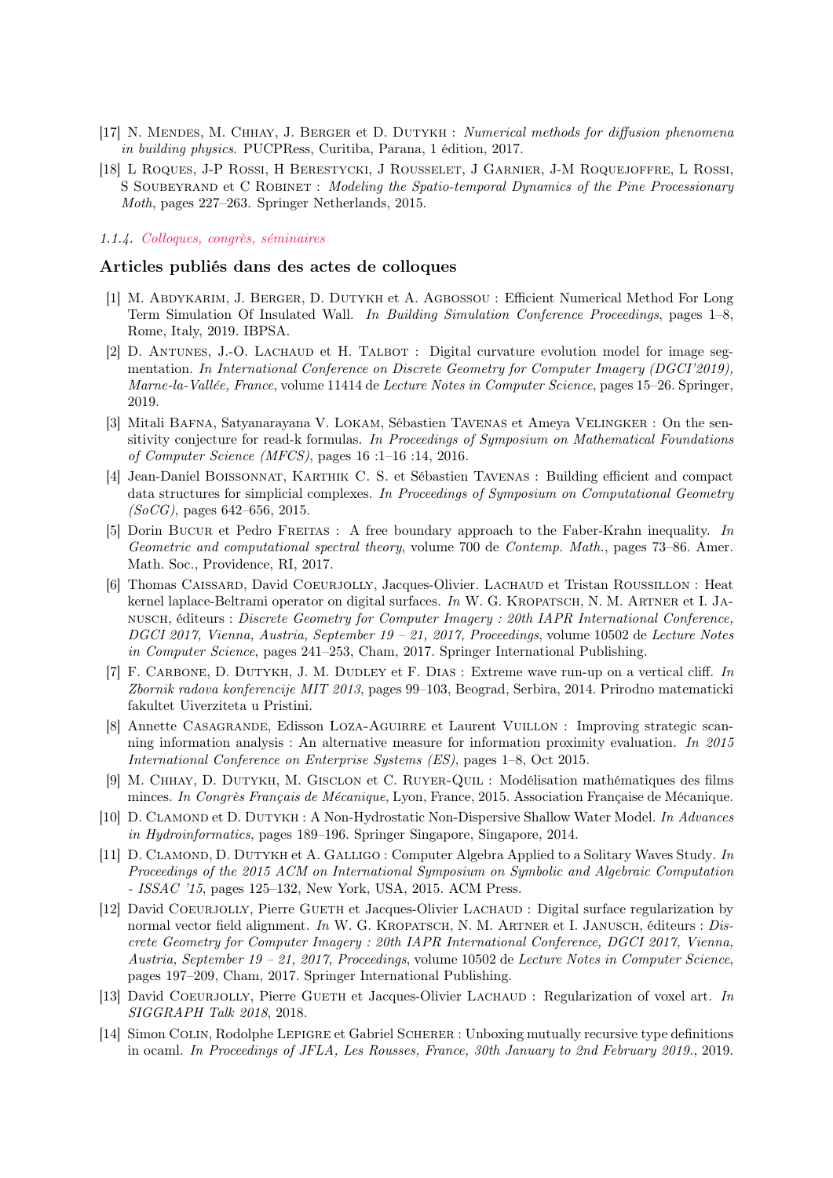[17] N. Mendes, M. Chhay, J. Berger et D. Dutykh : *Numerical methods for diffusion phenomena in building physics*. PUCPRess, Curitiba, Parana, 1 édition, 2017.

[18] L Roques, J-P Rossi, H Berestycki, J Rousselet, J Garnier, J-M Roquejoffre, L Rossi, S Soubeyrand et C Robinet : *Modeling the Spatio-temporal Dynamics of the Pine Processionary Moth*, pages 227–263. Springer Netherlands, 2015.

*1.1.4. Colloques, congrès, séminaires*

### Articles publiés dans des actes de colloques

[1] M. Abdykarim, J. Berger, D. Dutykh et A. Agbossou : Efficient Numerical Method For Long Term Simulation Of Insulated Wall. *In Building Simulation Conference Proceedings*, pages 1–8, Rome, Italy, 2019. IBPSA.

[2] D. Antunes, J.-O. Lachaud et H. Talbot : Digital curvature evolution model for image segmentation. *In International Conference on Discrete Geometry for Computer Imagery (DGCI'2019), Marne-la-Vallée, France*, volume 11414 de *Lecture Notes in Computer Science*, pages 15–26. Springer, 2019.

[3] Mitali Bafna, Satyanarayana V. Lokam, Sébastien Tavenas et Ameya Velingker : On the sensitivity conjecture for read-k formulas. *In Proceedings of Symposium on Mathematical Foundations of Computer Science (MFCS)*, pages 16 :1–16 :14, 2016.

[4] Jean-Daniel Boissonnat, Karthik C. S. et Sébastien Tavenas : Building efficient and compact data structures for simplicial complexes. *In Proceedings of Symposium on Computational Geometry (SoCG)*, pages 642–656, 2015.

[5] Dorin Bucur et Pedro Freitas : A free boundary approach to the Faber-Krahn inequality. *In Geometric and computational spectral theory*, volume 700 de *Contemp. Math.*, pages 73–86. Amer. Math. Soc., Providence, RI, 2017.

[6] Thomas Caissard, David Coeurjolly, Jacques-Olivier. Lachaud et Tristan Roussillon : Heat kernel laplace-Beltrami operator on digital surfaces. *In* W. G. Kropatsch, N. M. Artner et I. Janusch, éditeurs : *Discrete Geometry for Computer Imagery : 20th IAPR International Conference, DGCI 2017, Vienna, Austria, September 19 – 21, 2017, Proceedings*, volume 10502 de *Lecture Notes in Computer Science*, pages 241–253, Cham, 2017. Springer International Publishing.

[7] F. Carbone, D. Dutykh, J. M. Dudley et F. Dias : Extreme wave run-up on a vertical cliff. *In Zbornik radova konferencije MIT 2013*, pages 99–103, Beograd, Serbira, 2014. Prirodno matematicki fakultet Uiverziteta u Pristini.

[8] Annette Casagrande, Edisson Loza-Aguirre et Laurent Vuillon : Improving strategic scanning information analysis : An alternative measure for information proximity evaluation. *In 2015 International Conference on Enterprise Systems (ES)*, pages 1–8, Oct 2015.

[9] M. Chhay, D. Dutykh, M. Gisclon et C. Ruyer-Quil : Modélisation mathématiques des films minces. *In Congrès Français de Mécanique*, Lyon, France, 2015. Association Française de Mécanique.

[10] D. Clamond et D. Dutykh : A Non-Hydrostatic Non-Dispersive Shallow Water Model. *In Advances in Hydroinformatics*, pages 189–196. Springer Singapore, Singapore, 2014.

[11] D. Clamond, D. Dutykh et A. Galligo : Computer Algebra Applied to a Solitary Waves Study. *In Proceedings of the 2015 ACM on International Symposium on Symbolic and Algebraic Computation - ISSAC '15*, pages 125–132, New York, USA, 2015. ACM Press.

[12] David Coeurjolly, Pierre Gueth et Jacques-Olivier Lachaud : Digital surface regularization by normal vector field alignment. *In* W. G. Kropatsch, N. M. Artner et I. Janusch, éditeurs : *Discrete Geometry for Computer Imagery : 20th IAPR International Conference, DGCI 2017, Vienna, Austria, September 19 – 21, 2017, Proceedings*, volume 10502 de *Lecture Notes in Computer Science*, pages 197–209, Cham, 2017. Springer International Publishing.

[13] David Coeurjolly, Pierre Gueth et Jacques-Olivier Lachaud : Regularization of voxel art. *In SIGGRAPH Talk 2018*, 2018.

[14] Simon Colin, Rodolphe Lepigre et Gabriel Scherer : Unboxing mutually recursive type definitions in ocaml. *In Proceedings of JFLA, Les Rousses, France, 30th January to 2nd February 2019.*, 2019.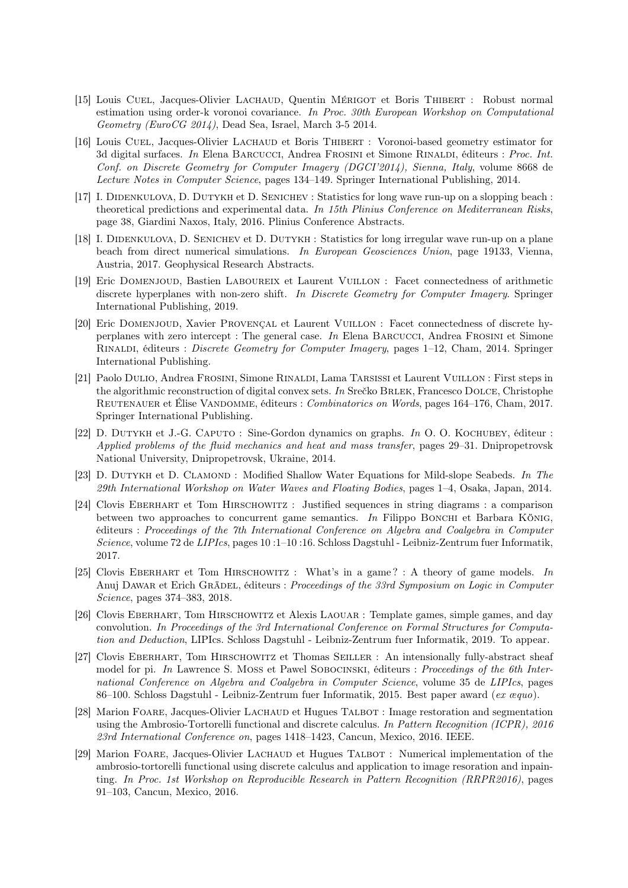[15] Louis Cuel, Jacques-Olivier Lachaud, Quentin Mérigot et Boris Thibert : Robust normal estimation using order-k voronoi covariance. *In Proc. 30th European Workshop on Computational Geometry (EuroCG 2014)*, Dead Sea, Israel, March 3-5 2014.

[16] Louis Cuel, Jacques-Olivier Lachaud et Boris Thibert : Voronoi-based geometry estimator for 3d digital surfaces. *In* Elena Barcucci, Andrea Frosini et Simone Rinaldi, éditeurs : *Proc. Int. Conf. on Discrete Geometry for Computer Imagery (DGCI'2014), Sienna, Italy*, volume 8668 de *Lecture Notes in Computer Science*, pages 134–149. Springer International Publishing, 2014.

[17] I. Didenkulova, D. Dutykh et D. Senichev : Statistics for long wave run-up on a slopping beach : theoretical predictions and experimental data. *In 15th Plinius Conference on Mediterranean Risks*, page 38, Giardini Naxos, Italy, 2016. Plinius Conference Abstracts.

[18] I. Didenkulova, D. Senichev et D. Dutykh : Statistics for long irregular wave run-up on a plane beach from direct numerical simulations. *In European Geosciences Union*, page 19133, Vienna, Austria, 2017. Geophysical Research Abstracts.

[19] Eric Domenjoud, Bastien Laboureix et Laurent Vuillon : Facet connectedness of arithmetic discrete hyperplanes with non-zero shift. *In Discrete Geometry for Computer Imagery*. Springer International Publishing, 2019.

[20] Eric Domenjoud, Xavier Provençal et Laurent Vuillon : Facet connectedness of discrete hyperplanes with zero intercept : The general case. *In* Elena Barcucci, Andrea Frosini et Simone Rinaldi, éditeurs : *Discrete Geometry for Computer Imagery*, pages 1–12, Cham, 2014. Springer International Publishing.

[21] Paolo Dulio, Andrea Frosini, Simone Rinaldi, Lama Tarsissi et Laurent Vuillon : First steps in the algorithmic reconstruction of digital convex sets. *In* Srečko Brlek, Francesco Dolce, Christophe Reutenauer et Élise Vandomme, éditeurs : *Combinatorics on Words*, pages 164–176, Cham, 2017. Springer International Publishing.

[22] D. Dutykh et J.-G. Caputo : Sine-Gordon dynamics on graphs. *In* O. O. Kochubey, éditeur : *Applied problems of the fluid mechanics and heat and mass transfer*, pages 29–31. Dnipropetrovsk National University, Dnipropetrovsk, Ukraine, 2014.

[23] D. Dutykh et D. Clamond : Modified Shallow Water Equations for Mild-slope Seabeds. *In The 29th International Workshop on Water Waves and Floating Bodies*, pages 1–4, Osaka, Japan, 2014.

[24] Clovis Eberhart et Tom Hirschowitz : Justified sequences in string diagrams : a comparison between two approaches to concurrent game semantics. *In* Filippo Bonchi et Barbara König, éditeurs : *Proceedings of the 7th International Conference on Algebra and Coalgebra in Computer Science*, volume 72 de *LIPIcs*, pages 10 :1–10 :16. Schloss Dagstuhl - Leibniz-Zentrum fuer Informatik, 2017.

[25] Clovis Eberhart et Tom Hirschowitz : What's in a game ? : A theory of game models. *In* Anuj Dawar et Erich Grädel, éditeurs : *Proceedings of the 33rd Symposium on Logic in Computer Science*, pages 374–383, 2018.

[26] Clovis Eberhart, Tom Hirschowitz et Alexis Laouar : Template games, simple games, and day convolution. *In Proceedings of the 3rd International Conference on Formal Structures for Computation and Deduction*, LIPIcs. Schloss Dagstuhl - Leibniz-Zentrum fuer Informatik, 2019. To appear.

[27] Clovis Eberhart, Tom Hirschowitz et Thomas Seiller : An intensionally fully-abstract sheaf model for pi. *In* Lawrence S. Moss et Pawel Sobocinski, éditeurs : *Proceedings of the 6th International Conference on Algebra and Coalgebra in Computer Science*, volume 35 de *LIPIcs*, pages 86–100. Schloss Dagstuhl - Leibniz-Zentrum fuer Informatik, 2015. Best paper award (*ex æquo*).

[28] Marion Foare, Jacques-Olivier Lachaud et Hugues Talbot : Image restoration and segmentation using the Ambrosio-Tortorelli functional and discrete calculus. *In Pattern Recognition (ICPR), 2016 23rd International Conference on*, pages 1418–1423, Cancun, Mexico, 2016. IEEE.

[29] Marion Foare, Jacques-Olivier Lachaud et Hugues Talbot : Numerical implementation of the ambrosio-tortorelli functional using discrete calculus and application to image resoration and inpainting. *In Proc. 1st Workshop on Reproducible Research in Pattern Recognition (RRPR2016)*, pages 91–103, Cancun, Mexico, 2016.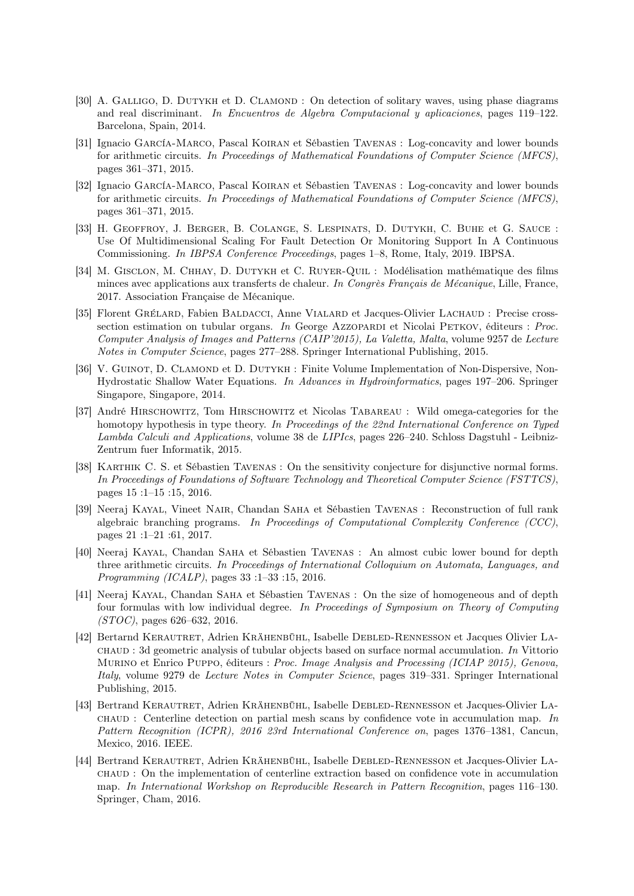[30] A. Galligo, D. Dutykh et D. Clamond : On detection of solitary waves, using phase diagrams and real discriminant. *In Encuentros de Algebra Computacional y aplicaciones*, pages 119–122. Barcelona, Spain, 2014.

[31] Ignacio García-Marco, Pascal Koiran et Sébastien Tavenas : Log-concavity and lower bounds for arithmetic circuits. *In Proceedings of Mathematical Foundations of Computer Science (MFCS)*, pages 361–371, 2015.

[32] Ignacio García-Marco, Pascal Koiran et Sébastien Tavenas : Log-concavity and lower bounds for arithmetic circuits. *In Proceedings of Mathematical Foundations of Computer Science (MFCS)*, pages 361–371, 2015.

[33] H. Geoffroy, J. Berger, B. Colange, S. Lespinats, D. Dutykh, C. Buhe et G. Sauce : Use Of Multidimensional Scaling For Fault Detection Or Monitoring Support In A Continuous Commissioning. *In IBPSA Conference Proceedings*, pages 1–8, Rome, Italy, 2019. IBPSA.

[34] M. Gisclon, M. Chhay, D. Dutykh et C. Ruyer-Quil : Modélisation mathématique des films minces avec applications aux transferts de chaleur. *In Congrès Français de Mécanique*, Lille, France, 2017. Association Française de Mécanique.

[35] Florent Grélard, Fabien Baldacci, Anne Vialard et Jacques-Olivier Lachaud : Precise cross-section estimation on tubular organs. *In* George Azzopardi et Nicolai Petkov, éditeurs : *Proc. Computer Analysis of Images and Patterns (CAIP'2015), La Valetta, Malta*, volume 9257 de *Lecture Notes in Computer Science*, pages 277–288. Springer International Publishing, 2015.

[36] V. Guinot, D. Clamond et D. Dutykh : Finite Volume Implementation of Non-Dispersive, Non-Hydrostatic Shallow Water Equations. *In Advances in Hydroinformatics*, pages 197–206. Springer Singapore, Singapore, 2014.

[37] André Hirschowitz, Tom Hirschowitz et Nicolas Tabareau : Wild omega-categories for the homotopy hypothesis in type theory. *In Proceedings of the 22nd International Conference on Typed Lambda Calculi and Applications*, volume 38 de *LIPIcs*, pages 226–240. Schloss Dagstuhl - Leibniz-Zentrum fuer Informatik, 2015.

[38] Karthik C. S. et Sébastien Tavenas : On the sensitivity conjecture for disjunctive normal forms. *In Proceedings of Foundations of Software Technology and Theoretical Computer Science (FSTTCS)*, pages 15 :1–15 :15, 2016.

[39] Neeraj Kayal, Vineet Nair, Chandan Saha et Sébastien Tavenas : Reconstruction of full rank algebraic branching programs. *In Proceedings of Computational Complexity Conference (CCC)*, pages 21 :1–21 :61, 2017.

[40] Neeraj Kayal, Chandan Saha et Sébastien Tavenas : An almost cubic lower bound for depth three arithmetic circuits. *In Proceedings of International Colloquium on Automata, Languages, and Programming (ICALP)*, pages 33 :1–33 :15, 2016.

[41] Neeraj Kayal, Chandan Saha et Sébastien Tavenas : On the size of homogeneous and of depth four formulas with low individual degree. *In Proceedings of Symposium on Theory of Computing (STOC)*, pages 626–632, 2016.

[42] Bertarnd Kerautret, Adrien Krähenbühl, Isabelle Debled-Rennesson et Jacques Olivier Lachaud : 3d geometric analysis of tubular objects based on surface normal accumulation. *In* Vittorio Murino et Enrico Puppo, éditeurs : *Proc. Image Analysis and Processing (ICIAP 2015), Genova, Italy*, volume 9279 de *Lecture Notes in Computer Science*, pages 319–331. Springer International Publishing, 2015.

[43] Bertrand Kerautret, Adrien Krähenbühl, Isabelle Debled-Rennesson et Jacques-Olivier Lachaud : Centerline detection on partial mesh scans by confidence vote in accumulation map. *In Pattern Recognition (ICPR), 2016 23rd International Conference on*, pages 1376–1381, Cancun, Mexico, 2016. IEEE.

[44] Bertrand Kerautret, Adrien Krähenbühl, Isabelle Debled-Rennesson et Jacques-Olivier Lachaud : On the implementation of centerline extraction based on confidence vote in accumulation map. *In International Workshop on Reproducible Research in Pattern Recognition*, pages 116–130. Springer, Cham, 2016.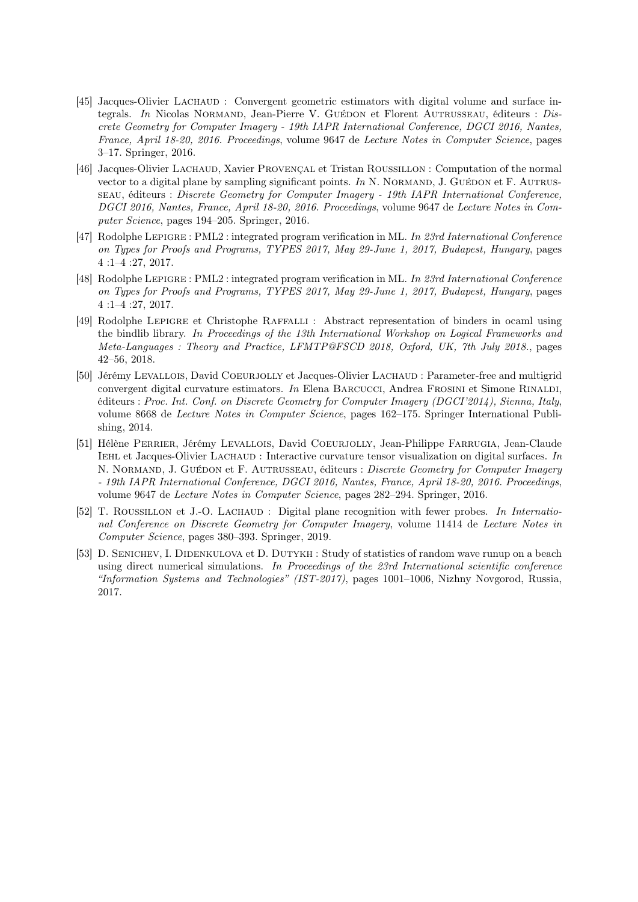[45] Jacques-Olivier LACHAUD : Convergent geometric estimators with digital volume and surface integrals. *In* Nicolas NORMAND, Jean-Pierre V. GUÉDON et Florent AUTRUSSEAU, éditeurs : *Discrete Geometry for Computer Imagery - 19th IAPR International Conference, DGCI 2016, Nantes, France, April 18-20, 2016. Proceedings*, volume 9647 de *Lecture Notes in Computer Science*, pages 3–17. Springer, 2016.

[46] Jacques-Olivier LACHAUD, Xavier PROVENÇAL et Tristan ROUSSILLON : Computation of the normal vector to a digital plane by sampling significant points. *In* N. NORMAND, J. GUÉDON et F. AUTRUSSEAU, éditeurs : *Discrete Geometry for Computer Imagery - 19th IAPR International Conference, DGCI 2016, Nantes, France, April 18-20, 2016. Proceedings*, volume 9647 de *Lecture Notes in Computer Science*, pages 194–205. Springer, 2016.

[47] Rodolphe LEPIGRE : PML2 : integrated program verification in ML. *In 23rd International Conference on Types for Proofs and Programs, TYPES 2017, May 29-June 1, 2017, Budapest, Hungary*, pages 4 :1–4 :27, 2017.

[48] Rodolphe LEPIGRE : PML2 : integrated program verification in ML. *In 23rd International Conference on Types for Proofs and Programs, TYPES 2017, May 29-June 1, 2017, Budapest, Hungary*, pages 4 :1–4 :27, 2017.

[49] Rodolphe LEPIGRE et Christophe RAFFALLI : Abstract representation of binders in ocaml using the bindlib library. *In Proceedings of the 13th International Workshop on Logical Frameworks and Meta-Languages : Theory and Practice, LFMTP@FSCD 2018, Oxford, UK, 7th July 2018.*, pages 42–56, 2018.

[50] Jérémy LEVALLOIS, David COEURJOLLY et Jacques-Olivier LACHAUD : Parameter-free and multigrid convergent digital curvature estimators. *In* Elena BARCUCCI, Andrea FROSINI et Simone RINALDI, éditeurs : *Proc. Int. Conf. on Discrete Geometry for Computer Imagery (DGCI'2014), Sienna, Italy*, volume 8668 de *Lecture Notes in Computer Science*, pages 162–175. Springer International Publishing, 2014.

[51] Hélène PERRIER, Jérémy LEVALLOIS, David COEURJOLLY, Jean-Philippe FARRUGIA, Jean-Claude IEHL et Jacques-Olivier LACHAUD : Interactive curvature tensor visualization on digital surfaces. *In* N. NORMAND, J. GUÉDON et F. AUTRUSSEAU, éditeurs : *Discrete Geometry for Computer Imagery - 19th IAPR International Conference, DGCI 2016, Nantes, France, April 18-20, 2016. Proceedings*, volume 9647 de *Lecture Notes in Computer Science*, pages 282–294. Springer, 2016.

[52] T. ROUSSILLON et J.-O. LACHAUD : Digital plane recognition with fewer probes. *In International Conference on Discrete Geometry for Computer Imagery*, volume 11414 de *Lecture Notes in Computer Science*, pages 380–393. Springer, 2019.

[53] D. SENICHEV, I. DIDENKULOVA et D. DUTYKH : Study of statistics of random wave runup on a beach using direct numerical simulations. *In Proceedings of the 23rd International scientific conference "Information Systems and Technologies" (IST-2017)*, pages 1001–1006, Nizhny Novgorod, Russia, 2017.